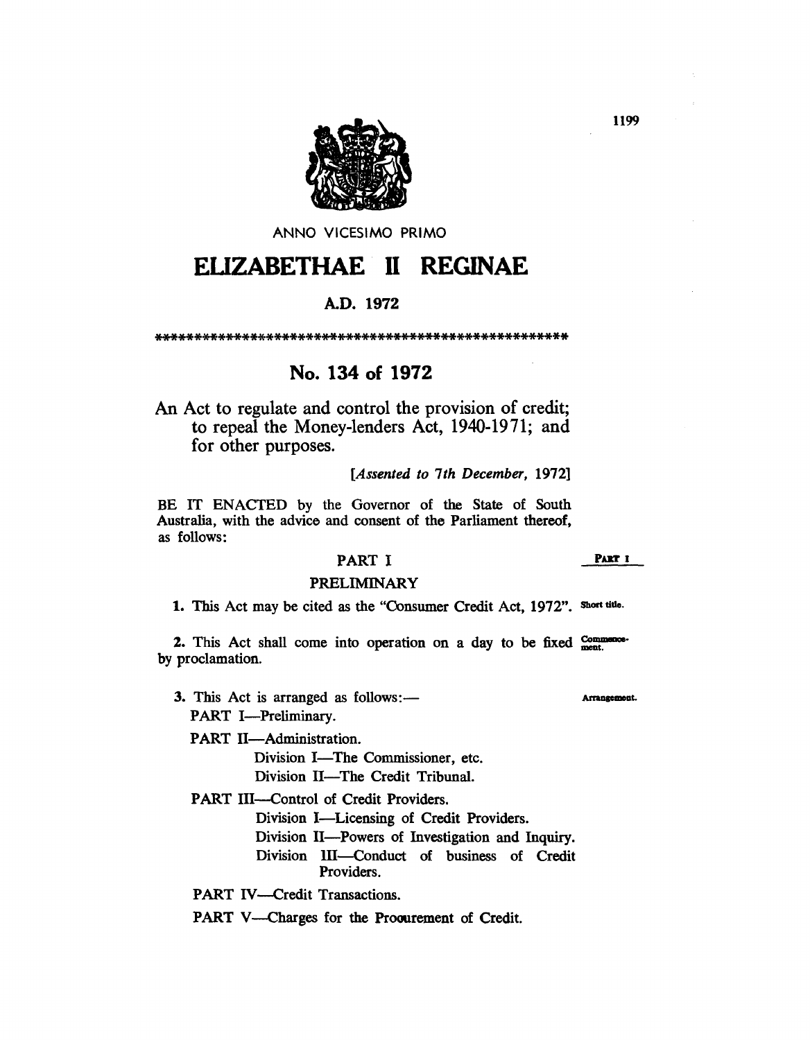ANNO VICESIMO PRIMO

# ELIZABETHAE II REGINAE

## A.D. 1972

\*\*\*\*\*\*\*\*\*\*\*\*\*\*\*\*\*\*\*\*\*\*\*\*\*\*\*\*\*\*\*\*\*\*\*\*\*\*\*\*\*\*\*\*\*\*\*\*\*\*\*\*\*\*

## No. 134 of 1972

An Act to regulate and control the provision of credit; to repeal the Money-lenders Act, 1940-1971; and for other purposes.

*[Assented to 7th December, 1972]*

BE IT ENACTED by the Governor of the State of South Australia, with the advice and consent of the Parliament thereof, as follows:

### PART I

### PRELIMINARY

Short title.

**1.** This Act may be cited as the "Consumer Credit Act, 1972".

Commencement.

**2.** This Act shall come into operation on a day to be fixed by proclamation.

Arrangement.

**3.** This Act is arranged as follows:—

PART I—Preliminary.

PART II—Administration.

- Division I—The Commissioner, etc.
- Division II—The Credit Tribunal.

PART III—Control of Credit Providers.

- Division I—Licensing of Credit Providers.
- Division II—Powers of Investigation and Inquiry.
- Division III—Conduct of business of Credit Providers.

PART IV—Credit Transactions.

PART V—Charges for the Procurement of Credit.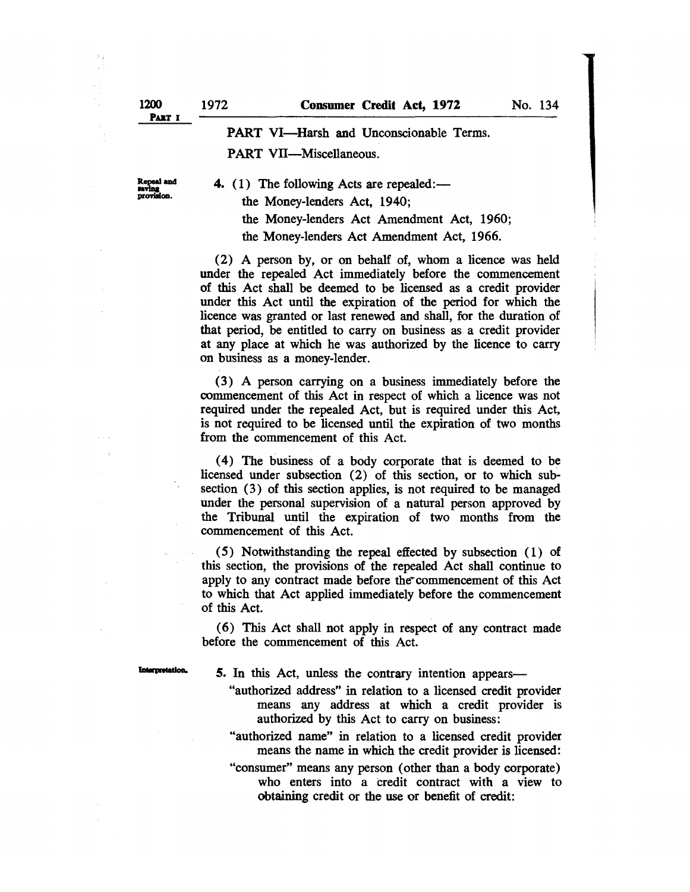PART VI—Harsh and Unconscionable Terms.

PART VII—Miscellaneous.

Repeal and saving provision.

**4.** (1) The following Acts are repealed:—

the Money-lenders Act, 1940;

the Money-lenders Act Amendment Act, 1960;

the Money-lenders Act Amendment Act, 1966.

(2) A person by, or on behalf of, whom a licence was held under the repealed Act immediately before the commencement of this Act shall be deemed to be licensed as a credit provider under this Act until the expiration of the period for which the licence was granted or last renewed and shall, for the duration of that period, be entitled to carry on business as a credit provider at any place at which he was authorized by the licence to carry on business as a money-lender.

(3) A person carrying on a business immediately before the commencement of this Act in respect of which a licence was not required under the repealed Act, but is required under this Act, is not required to be licensed until the expiration of two months from the commencement of this Act.

(4) The business of a body corporate that is deemed to be licensed under subsection (2) of this section, or to which subsection (3) of this section applies, is not required to be managed under the personal supervision of a natural person approved by the Tribunal until the expiration of two months from the commencement of this Act.

(5) Notwithstanding the repeal effected by subsection (1) of this section, the provisions of the repealed Act shall continue to apply to any contract made before the commencement of this Act to which that Act applied immediately before the commencement of this Act.

(6) This Act shall not apply in respect of any contract made before the commencement of this Act.

Interpretation.

**5.** In this Act, unless the contrary intention appears—

"authorized address" in relation to a licensed credit provider means any address at which a credit provider is authorized by this Act to carry on business:

"authorized name" in relation to a licensed credit provider means the name in which the credit provider is licensed:

"consumer" means any person (other than a body corporate) who enters into a credit contract with a view to obtaining credit or the use or benefit of credit: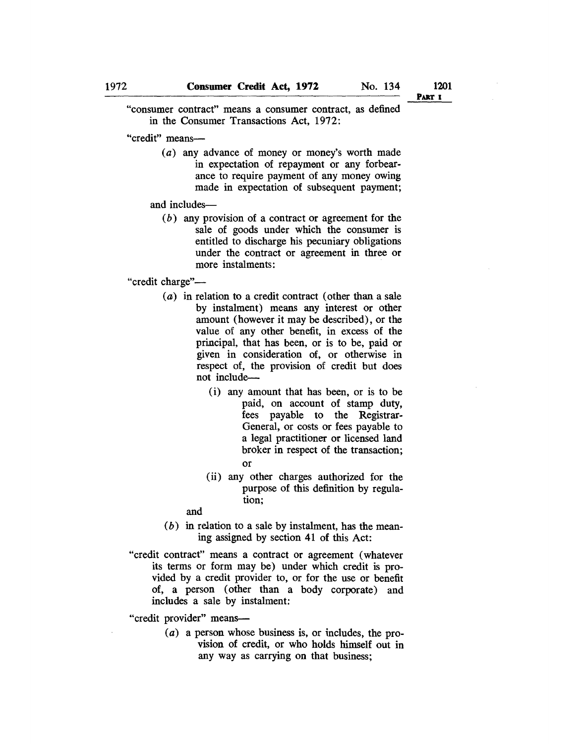"consumer contract" means a consumer contract, as defined in the Consumer Transactions Act, 1972:

"credit" means—

(*a*) any advance of money or money's worth made in expectation of repayment or any forbearance to require payment of any money owing made in expectation of subsequent payment;

and includes—

(*b*) any provision of a contract or agreement for the sale of goods under which the consumer is entitled to discharge his pecuniary obligations under the contract or agreement in three or more instalments:

"credit charge"—

(*a*) in relation to a credit contract (other than a sale by instalment) means any interest or other amount (however it may be described), or the value of any other benefit, in excess of the principal, that has been, or is to be, paid or given in consideration of, or otherwise in respect of, the provision of credit but does not include—

(i) any amount that has been, or is to be paid, on account of stamp duty, fees payable to the Registrar-General, or costs or fees payable to a legal practitioner or licensed land broker in respect of the transaction; or

(ii) any other charges authorized for the purpose of this definition by regulation;

and

(*b*) in relation to a sale by instalment, has the meaning assigned by section 41 of this Act:

"credit contract" means a contract or agreement (whatever its terms or form may be) under which credit is provided by a credit provider to, or for the use or benefit of, a person (other than a body corporate) and includes a sale by instalment:

"credit provider" means—

(*a*) a person whose business is, or includes, the provision of credit, or who holds himself out in any way as carrying on that business;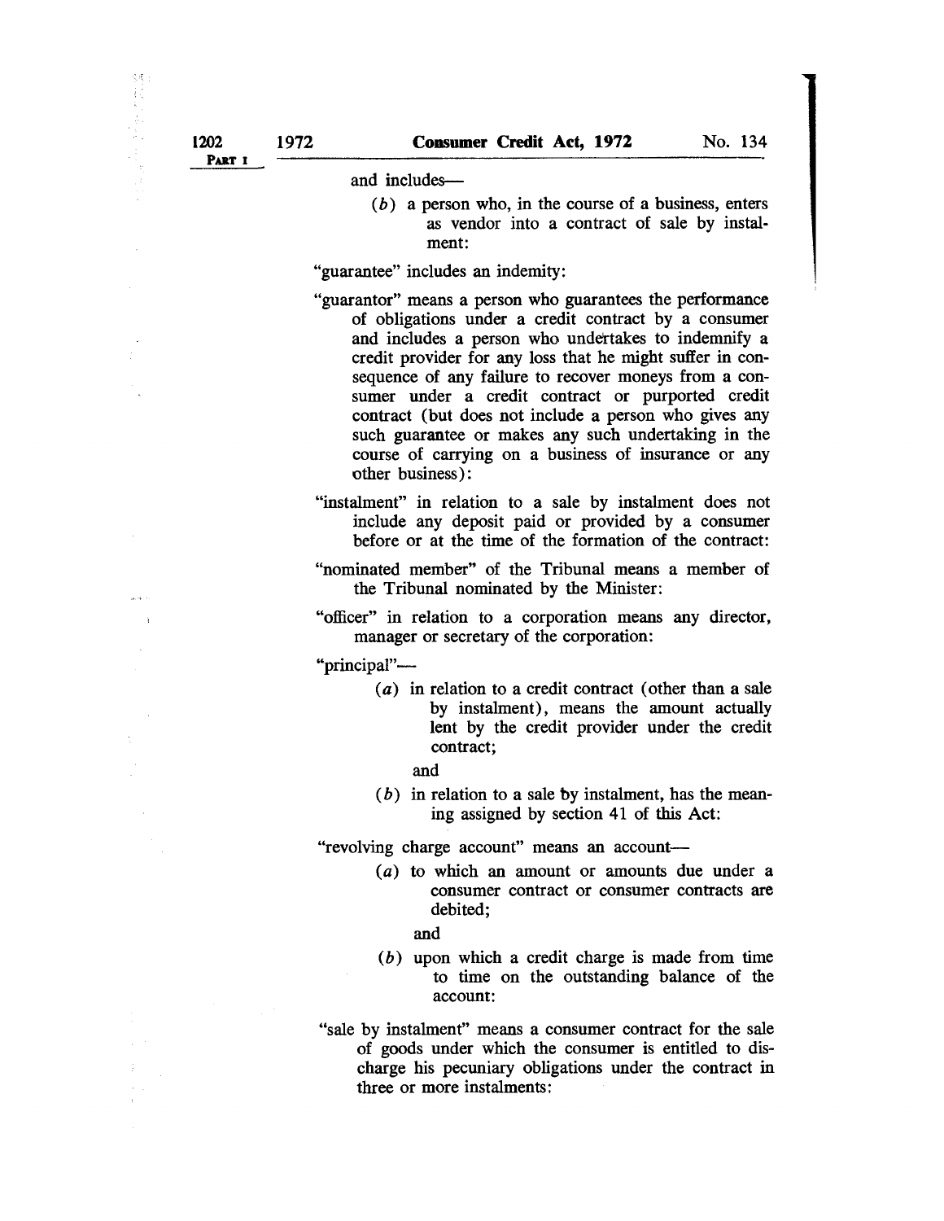and includes—

(*b*) a person who, in the course of a business, enters as vendor into a contract of sale by instalment:

"guarantee" includes an indemity:

"guarantor" means a person who guarantees the performance of obligations under a credit contract by a consumer and includes a person who undertakes to indemnify a credit provider for any loss that he might suffer in consequence of any failure to recover moneys from a consumer under a credit contract or purported credit contract (but does not include a person who gives any such guarantee or makes any such undertaking in the course of carrying on a business of insurance or any other business):

"instalment" in relation to a sale by instalment does not include any deposit paid or provided by a consumer before or at the time of the formation of the contract:

"nominated member" of the Tribunal means a member of the Tribunal nominated by the Minister:

"officer" in relation to a corporation means any director, manager or secretary of the corporation:

"principal"—

(*a*) in relation to a credit contract (other than a sale by instalment), means the amount actually lent by the credit provider under the credit contract;

and

(*b*) in relation to a sale by instalment, has the meaning assigned by section 41 of this Act:

"revolving charge account" means an account—

(*a*) to which an amount or amounts due under a consumer contract or consumer contracts are debited;

and

(*b*) upon which a credit charge is made from time to time on the outstanding balance of the account:

"sale by instalment" means a consumer contract for the sale of goods under which the consumer is entitled to discharge his pecuniary obligations under the contract in three or more instalments: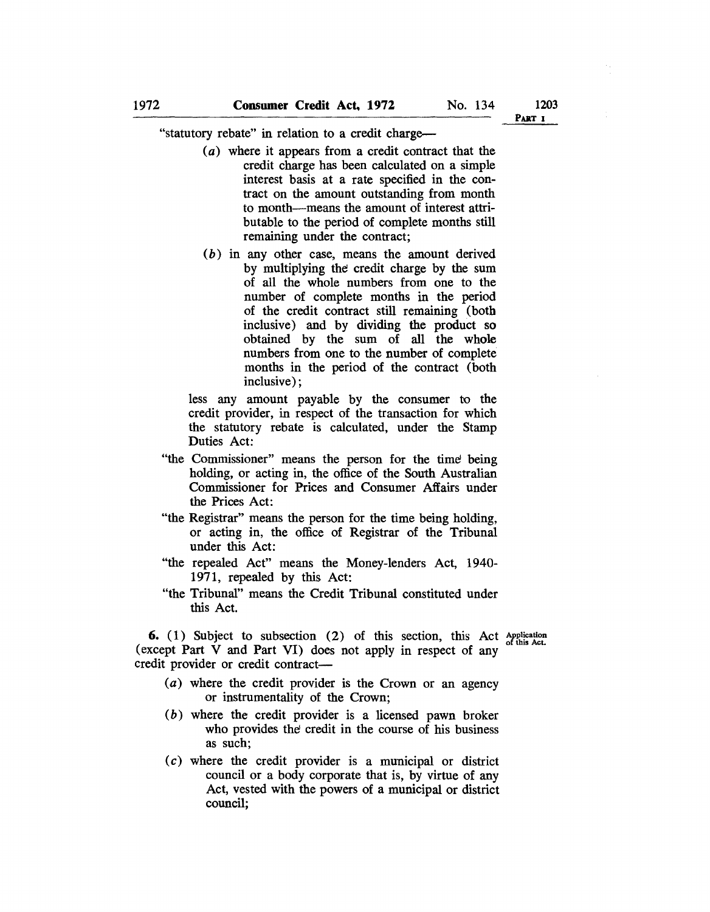"statutory rebate" in relation to a credit charge—

(*a*) where it appears from a credit contract that the credit charge has been calculated on a simple interest basis at a rate specified in the contract on the amount outstanding from month to month—means the amount of interest attributable to the period of complete months still remaining under the contract;

(*b*) in any other case, means the amount derived by multiplying the credit charge by the sum of all the whole numbers from one to the number of complete months in the period of the credit contract still remaining (both inclusive) and by dividing the product so obtained by the sum of all the whole numbers from one to the number of complete months in the period of the contract (both inclusive);

less any amount payable by the consumer to the credit provider, in respect of the transaction for which the statutory rebate is calculated, under the Stamp Duties Act:

"the Commissioner" means the person for the time being holding, or acting in, the office of the South Australian Commissioner for Prices and Consumer Affairs under the Prices Act:

"the Registrar" means the person for the time being holding, or acting in, the office of Registrar of the Tribunal under this Act:

"the repealed Act" means the Money-lenders Act, 1940-1971, repealed by this Act:

"the Tribunal" means the Credit Tribunal constituted under this Act.

Application of this Act.

**6.** (1) Subject to subsection (2) of this section, this Act (except Part V and Part VI) does not apply in respect of any credit provider or credit contract—

(*a*) where the credit provider is the Crown or an agency or instrumentality of the Crown;

(*b*) where the credit provider is a licensed pawn broker who provides the credit in the course of his business as such;

(*c*) where the credit provider is a municipal or district council or a body corporate that is, by virtue of any Act, vested with the powers of a municipal or district council;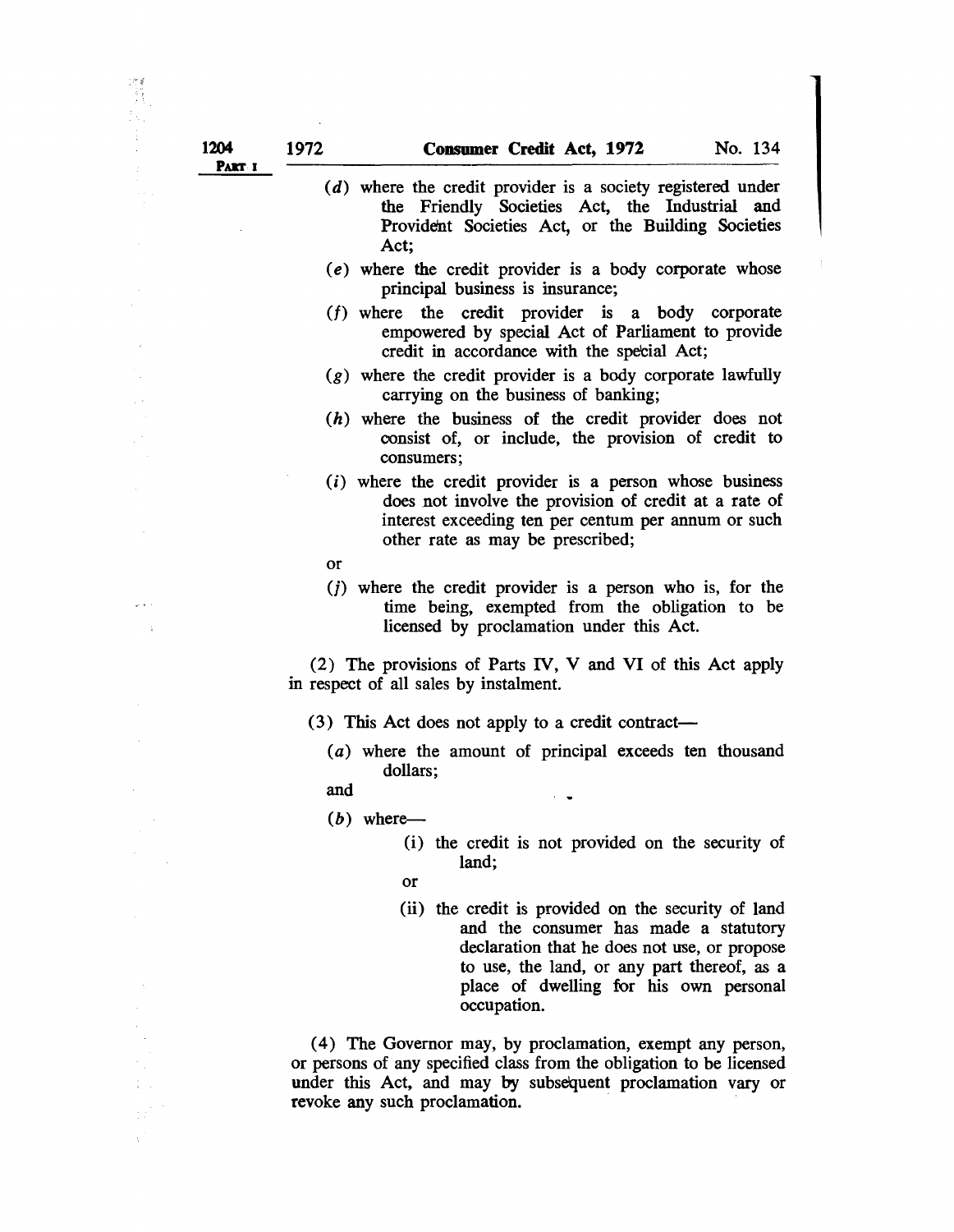(*d*) where the credit provider is a society registered under the Friendly Societies Act, the Industrial and Provident Societies Act, or the Building Societies Act;

(*e*) where the credit provider is a body corporate whose principal business is insurance;

(*f*) where the credit provider is a body corporate empowered by special Act of Parliament to provide credit in accordance with the special Act;

(*g*) where the credit provider is a body corporate lawfully carrying on the business of banking;

(*h*) where the business of the credit provider does not consist of, or include, the provision of credit to consumers;

(*i*) where the credit provider is a person whose business does not involve the provision of credit at a rate of interest exceeding ten per centum per annum or such other rate as may be prescribed;

or

(*j*) where the credit provider is a person who is, for the time being, exempted from the obligation to be licensed by proclamation under this Act.

(2) The provisions of Parts IV, V and VI of this Act apply in respect of all sales by instalment.

(3) This Act does not apply to a credit contract—

(*a*) where the amount of principal exceeds ten thousand dollars;

and

(*b*) where—

(i) the credit is not provided on the security of land;

or

(ii) the credit is provided on the security of land and the consumer has made a statutory declaration that he does not use, or propose to use, the land, or any part thereof, as a place of dwelling for his own personal occupation.

(4) The Governor may, by proclamation, exempt any person, or persons of any specified class from the obligation to be licensed under this Act, and may by subsequent proclamation vary or revoke any such proclamation.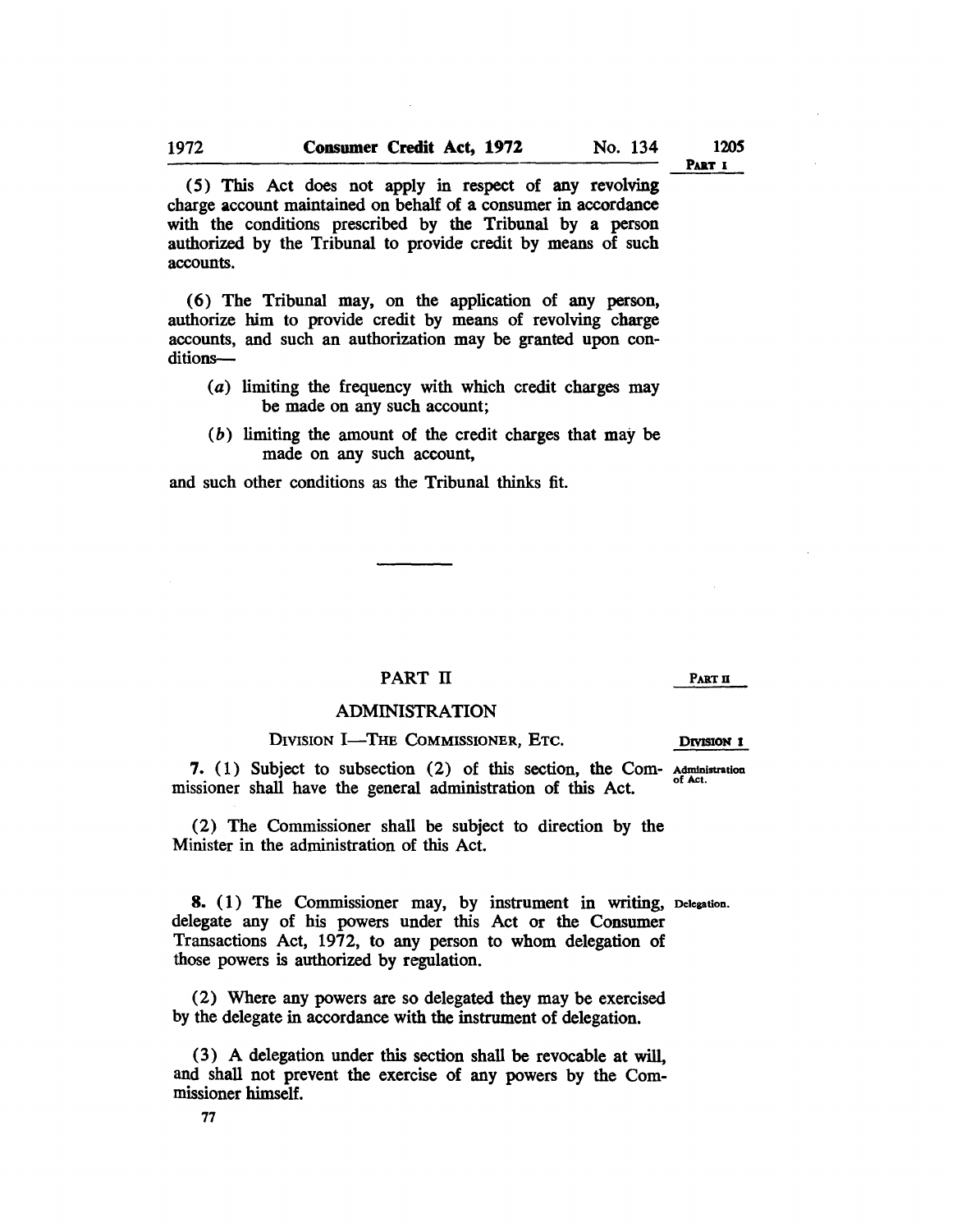(5) This Act does not apply in respect of any revolving charge account maintained on behalf of a consumer in accordance with the conditions prescribed by the Tribunal by a person authorized by the Tribunal to provide credit by means of such accounts.

(6) The Tribunal may, on the application of any person, authorize him to provide credit by means of revolving charge accounts, and such an authorization may be granted upon conditions—

(*a*) limiting the frequency with which credit charges may be made on any such account;

(*b*) limiting the amount of the credit charges that may be made on any such account,

and such other conditions as the Tribunal thinks fit.

## PART II

## ADMINISTRATION

### DIVISION I—THE COMMISSIONER, ETC.

**7.** (1) Subject to subsection (2) of this section, the Commissioner shall have the general administration of this Act.

Administration of Act.

(2) The Commissioner shall be subject to direction by the Minister in the administration of this Act.

**8.** (1) The Commissioner may, by instrument in writing, delegate any of his powers under this Act or the Consumer Transactions Act, 1972, to any person to whom delegation of those powers is authorized by regulation.

Delegation.

(2) Where any powers are so delegated they may be exercised by the delegate in accordance with the instrument of delegation.

(3) A delegation under this section shall be revocable at will, and shall not prevent the exercise of any powers by the Commissioner himself.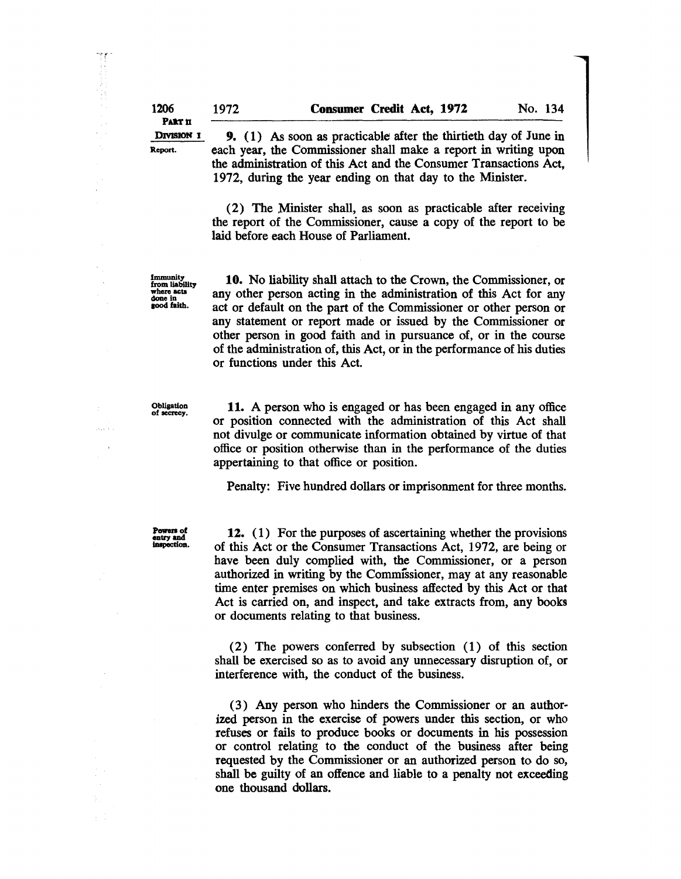PART II
DIVISION I

Report.

**9.** (1) As soon as practicable after the thirtieth day of June in each year, the Commissioner shall make a report in writing upon the administration of this Act and the Consumer Transactions Act, 1972, during the year ending on that day to the Minister.

(2) The Minister shall, as soon as practicable after receiving the report of the Commissioner, cause a copy of the report to be laid before each House of Parliament.

Immunity from liability where acts done in good faith.

**10.** No liability shall attach to the Crown, the Commissioner, or any other person acting in the administration of this Act for any act or default on the part of the Commissioner or other person or any statement or report made or issued by the Commissioner or other person in good faith and in pursuance of, or in the course of the administration of, this Act, or in the performance of his duties or functions under this Act.

Obligation of secrecy.

**11.** A person who is engaged or has been engaged in any office or position connected with the administration of this Act shall not divulge or communicate information obtained by virtue of that office or position otherwise than in the performance of the duties appertaining to that office or position.

Penalty: Five hundred dollars or imprisonment for three months.

Powers of entry and inspection.

**12.** (1) For the purposes of ascertaining whether the provisions of this Act or the Consumer Transactions Act, 1972, are being or have been duly complied with, the Commissioner, or a person authorized in writing by the Commissioner, may at any reasonable time enter premises on which business affected by this Act or that Act is carried on, and inspect, and take extracts from, any books or documents relating to that business.

(2) The powers conferred by subsection (1) of this section shall be exercised so as to avoid any unnecessary disruption of, or interference with, the conduct of the business.

(3) Any person who hinders the Commissioner or an authorized person in the exercise of powers under this section, or who refuses or fails to produce books or documents in his possession or control relating to the conduct of the business after being requested by the Commissioner or an authorized person to do so, shall be guilty of an offence and liable to a penalty not exceeding one thousand dollars.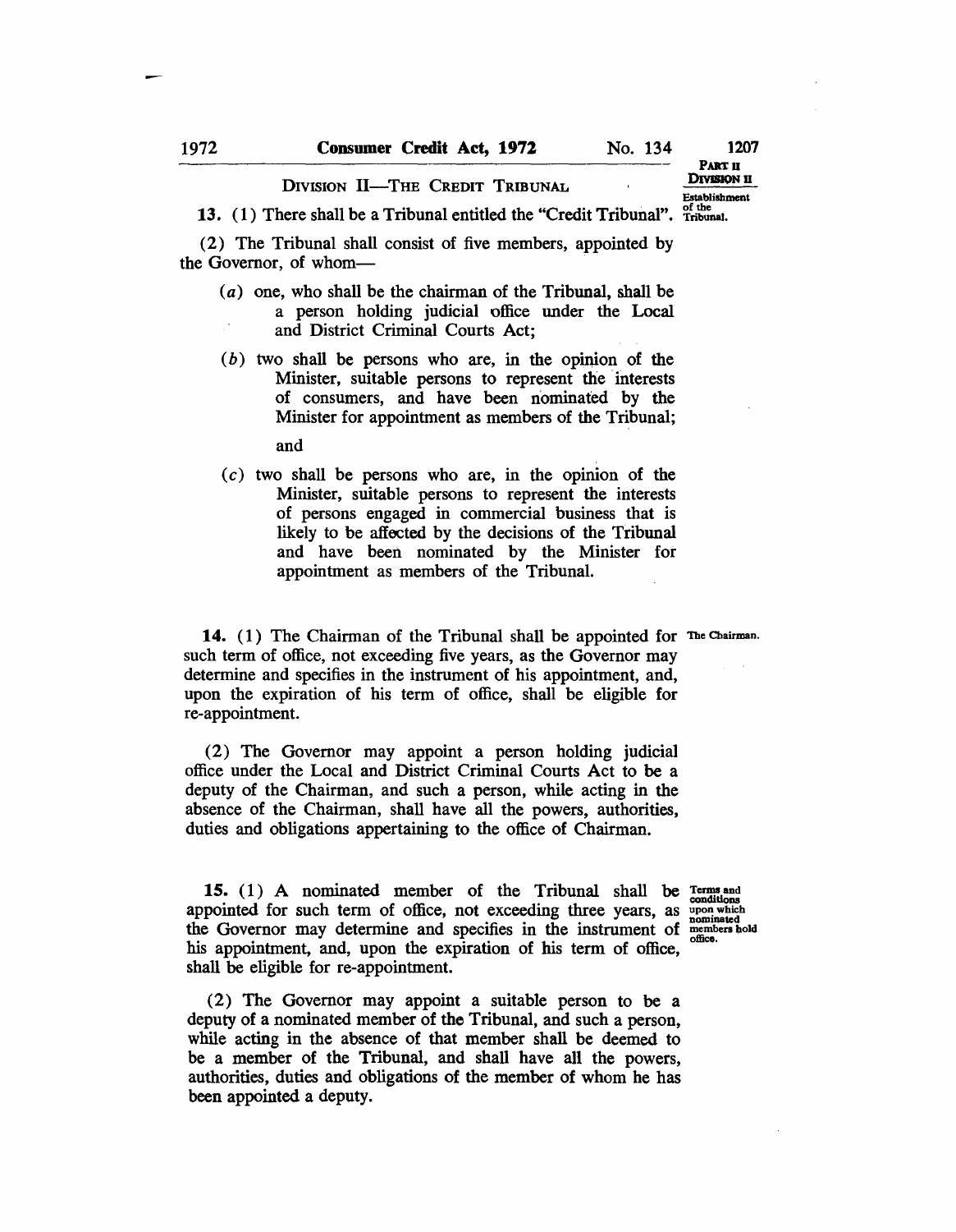PART II
DIVISION II

## DIVISION II—THE CREDIT TRIBUNAL

*Establishment of the Tribunal.*

**13.** (1) There shall be a Tribunal entitled the "Credit Tribunal".

(2) The Tribunal shall consist of five members, appointed by the Governor, of whom—

(*a*) one, who shall be the chairman of the Tribunal, shall be a person holding judicial office under the Local and District Criminal Courts Act;

(*b*) two shall be persons who are, in the opinion of the Minister, suitable persons to represent the interests of consumers, and have been nominated by the Minister for appointment as members of the Tribunal;

and

(*c*) two shall be persons who are, in the opinion of the Minister, suitable persons to represent the interests of persons engaged in commercial business that is likely to be affected by the decisions of the Tribunal and have been nominated by the Minister for appointment as members of the Tribunal.

*The Chairman.*

**14.** (1) The Chairman of the Tribunal shall be appointed for such term of office, not exceeding five years, as the Governor may determine and specifies in the instrument of his appointment, and, upon the expiration of his term of office, shall be eligible for re-appointment.

(2) The Governor may appoint a person holding judicial office under the Local and District Criminal Courts Act to be a deputy of the Chairman, and such a person, while acting in the absence of the Chairman, shall have all the powers, authorities, duties and obligations appertaining to the office of Chairman.

*Terms and conditions upon which nominated members hold office.*

**15.** (1) A nominated member of the Tribunal shall be appointed for such term of office, not exceeding three years, as the Governor may determine and specifies in the instrument of his appointment, and, upon the expiration of his term of office, shall be eligible for re-appointment.

(2) The Governor may appoint a suitable person to be a deputy of a nominated member of the Tribunal, and such a person, while acting in the absence of that member shall be deemed to be a member of the Tribunal, and shall have all the powers, authorities, duties and obligations of the member of whom he has been appointed a deputy.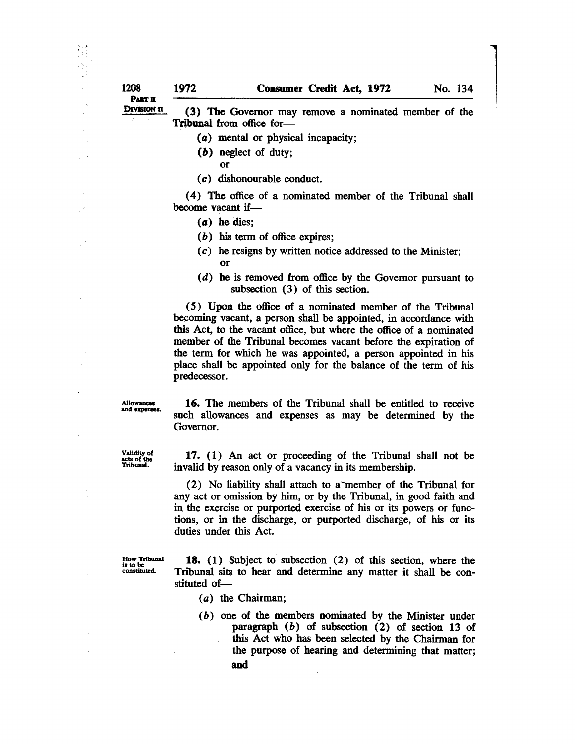(3) The Governor may remove a nominated member of the Tribunal from office for—

(a) mental or physical incapacity;

(b) neglect of duty;
or

(c) dishonourable conduct.

(4) The office of a nominated member of the Tribunal shall become vacant if—

(a) he dies;

(b) his term of office expires;

(c) he resigns by written notice addressed to the Minister;
or

(d) he is removed from office by the Governor pursuant to subsection (3) of this section.

(5) Upon the office of a nominated member of the Tribunal becoming vacant, a person shall be appointed, in accordance with this Act, to the vacant office, but where the office of a nominated member of the Tribunal becomes vacant before the expiration of the term for which he was appointed, a person appointed in his place shall be appointed only for the balance of the term of his predecessor.

Allowances and expenses.

**16.** The members of the Tribunal shall be entitled to receive such allowances and expenses as may be determined by the Governor.

Validity of acts of the Tribunal.

**17.** (1) An act or proceeding of the Tribunal shall not be invalid by reason only of a vacancy in its membership.

(2) No liability shall attach to a member of the Tribunal for any act or omission by him, or by the Tribunal, in good faith and in the exercise or purported exercise of his or its powers or functions, or in the discharge, or purported discharge, of his or its duties under this Act.

How Tribunal is to be constituted.

**18.** (1) Subject to subsection (2) of this section, where the Tribunal sits to hear and determine any matter it shall be constituted of—

(a) the Chairman;

(b) one of the members nominated by the Minister under paragraph (b) of subsection (2) of section 13 of this Act who has been selected by the Chairman for the purpose of hearing and determining that matter;
and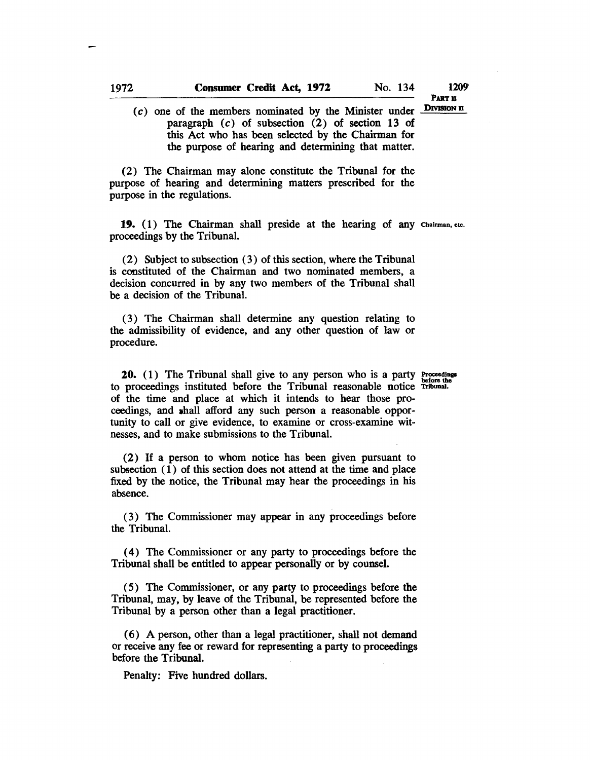(c) one of the members nominated by the Minister under paragraph (c) of subsection (2) of section 13 of this Act who has been selected by the Chairman for the purpose of hearing and determining that matter.

(2) The Chairman may alone constitute the Tribunal for the purpose of hearing and determining matters prescribed for the purpose in the regulations.

**19.** (1) The Chairman shall preside at the hearing of any proceedings by the Tribunal.

*Chairman, etc.*

(2) Subject to subsection (3) of this section, where the Tribunal is constituted of the Chairman and two nominated members, a decision concurred in by any two members of the Tribunal shall be a decision of the Tribunal.

(3) The Chairman shall determine any question relating to the admissibility of evidence, and any other question of law or procedure.

**20.** (1) The Tribunal shall give to any person who is a party to proceedings instituted before the Tribunal reasonable notice of the time and place at which it intends to hear those proceedings, and shall afford any such person a reasonable opportunity to call or give evidence, to examine or cross-examine witnesses, and to make submissions to the Tribunal.

*Proceedings before the Tribunal.*

(2) If a person to whom notice has been given pursuant to subsection (1) of this section does not attend at the time and place fixed by the notice, the Tribunal may hear the proceedings in his absence.

(3) The Commissioner may appear in any proceedings before the Tribunal.

(4) The Commissioner or any party to proceedings before the Tribunal shall be entitled to appear personally or by counsel.

(5) The Commissioner, or any party to proceedings before the Tribunal, may, by leave of the Tribunal, be represented before the Tribunal by a person other than a legal practitioner.

(6) A person, other than a legal practitioner, shall not demand or receive any fee or reward for representing a party to proceedings before the Tribunal.

Penalty: Five hundred dollars.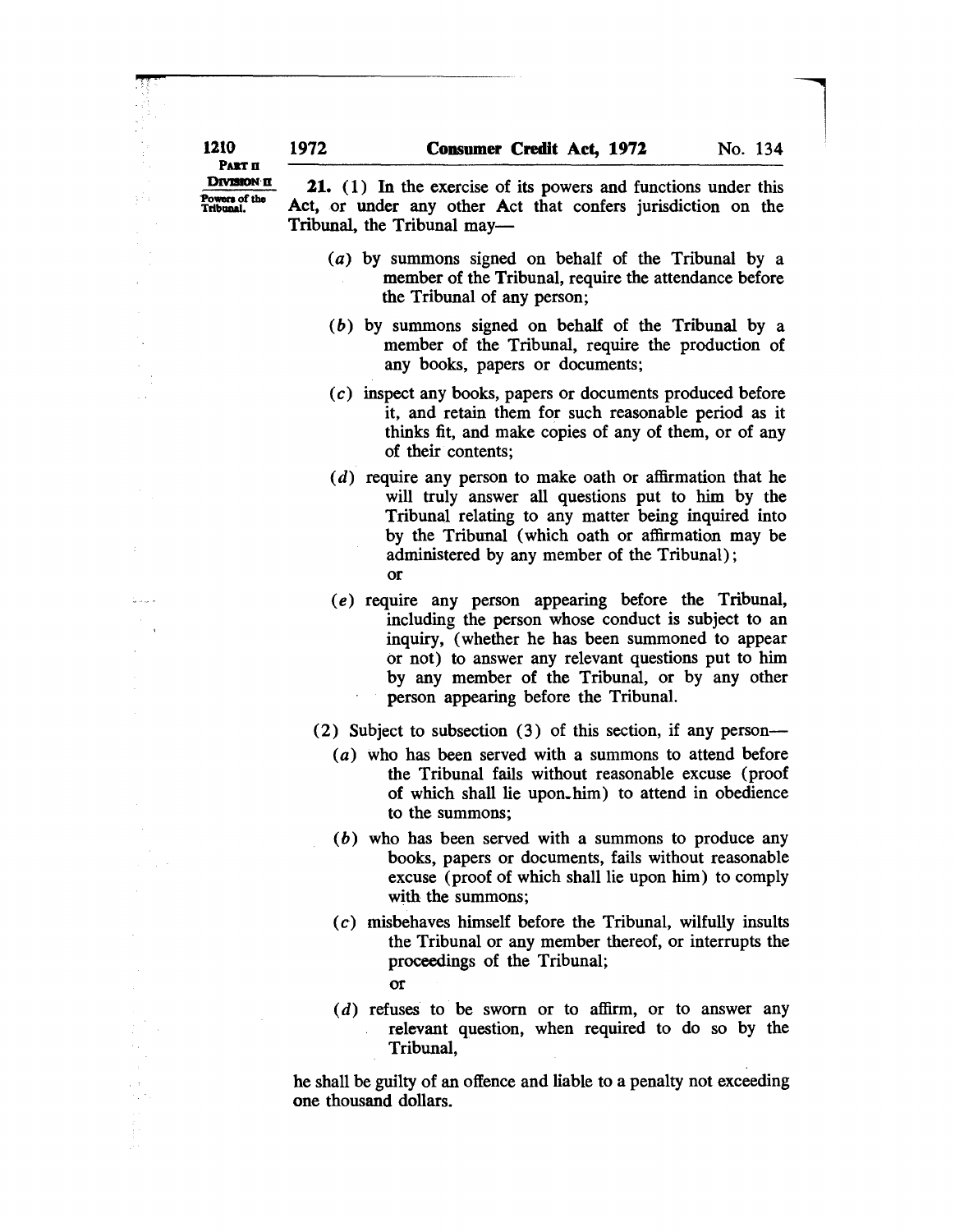Part II
Division II

Powers of the Tribunal.

**21.** (1) In the exercise of its powers and functions under this Act, or under any other Act that confers jurisdiction on the Tribunal, the Tribunal may—

(*a*) by summons signed on behalf of the Tribunal by a member of the Tribunal, require the attendance before the Tribunal of any person;

(*b*) by summons signed on behalf of the Tribunal by a member of the Tribunal, require the production of any books, papers or documents;

(*c*) inspect any books, papers or documents produced before it, and retain them for such reasonable period as it thinks fit, and make copies of any of them, or of any of their contents;

(*d*) require any person to make oath or affirmation that he will truly answer all questions put to him by the Tribunal relating to any matter being inquired into by the Tribunal (which oath or affirmation may be administered by any member of the Tribunal); or

(*e*) require any person appearing before the Tribunal, including the person whose conduct is subject to an inquiry, (whether he has been summoned to appear or not) to answer any relevant questions put to him by any member of the Tribunal, or by any other person appearing before the Tribunal.

(2) Subject to subsection (3) of this section, if any person—

(*a*) who has been served with a summons to attend before the Tribunal fails without reasonable excuse (proof of which shall lie upon him) to attend in obedience to the summons;

(*b*) who has been served with a summons to produce any books, papers or documents, fails without reasonable excuse (proof of which shall lie upon him) to comply with the summons;

(*c*) misbehaves himself before the Tribunal, wilfully insults the Tribunal or any member thereof, or interrupts the proceedings of the Tribunal; or

(*d*) refuses to be sworn or to affirm, or to answer any relevant question, when required to do so by the Tribunal,

he shall be guilty of an offence and liable to a penalty not exceeding one thousand dollars.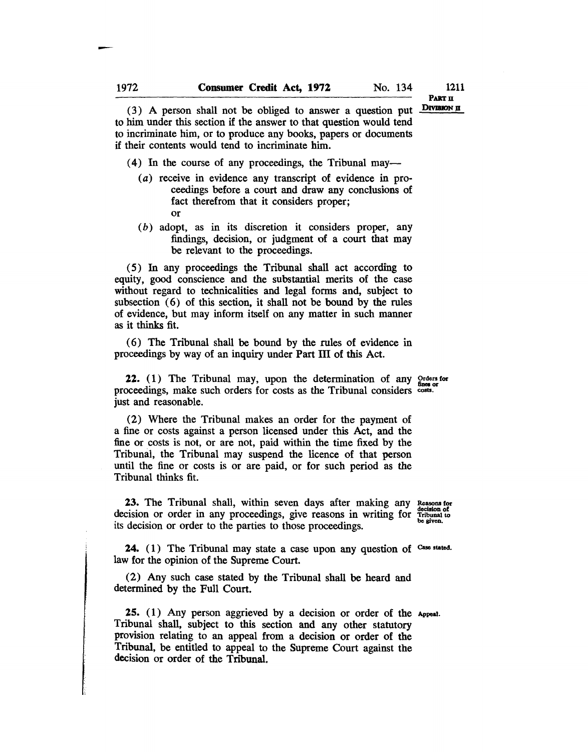(3) A person shall not be obliged to answer a question put to him under this section if the answer to that question would tend to incriminate him, or to produce any books, papers or documents if their contents would tend to incriminate him.

(4) In the course of any proceedings, the Tribunal may—

(a) receive in evidence any transcript of evidence in proceedings before a court and draw any conclusions of fact therefrom that it considers proper;
or

(b) adopt, as in its discretion it considers proper, any findings, decision, or judgment of a court that may be relevant to the proceedings.

(5) In any proceedings the Tribunal shall act according to equity, good conscience and the substantial merits of the case without regard to technicalities and legal forms and, subject to subsection (6) of this section, it shall not be bound by the rules of evidence, but may inform itself on any matter in such manner as it thinks fit.

(6) The Tribunal shall be bound by the rules of evidence in proceedings by way of an inquiry under Part III of this Act.

**Orders for fines or costs.**

**22.** (1) The Tribunal may, upon the determination of any proceedings, make such orders for costs as the Tribunal considers just and reasonable.

(2) Where the Tribunal makes an order for the payment of a fine or costs against a person licensed under this Act, and the fine or costs is not, or are not, paid within the time fixed by the Tribunal, the Tribunal may suspend the licence of that person until the fine or costs is or are paid, or for such period as the Tribunal thinks fit.

**Reasons for decision of Tribunal to be given.**

**23.** The Tribunal shall, within seven days after making any decision or order in any proceedings, give reasons in writing for its decision or order to the parties to those proceedings.

**Case stated.**

**24.** (1) The Tribunal may state a case upon any question of law for the opinion of the Supreme Court.

(2) Any such case stated by the Tribunal shall be heard and determined by the Full Court.

**Appeal.**

**25.** (1) Any person aggrieved by a decision or order of the Tribunal shall, subject to this section and any other statutory provision relating to an appeal from a decision or order of the Tribunal, be entitled to appeal to the Supreme Court against the decision or order of the Tribunal.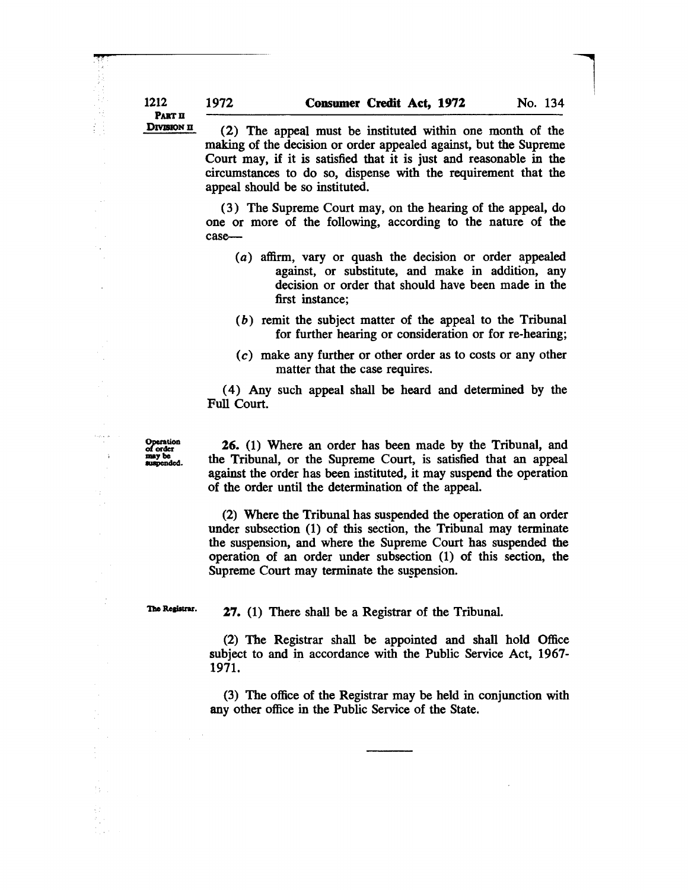(2) The appeal must be instituted within one month of the making of the decision or order appealed against, but the Supreme Court may, if it is satisfied that it is just and reasonable in the circumstances to do so, dispense with the requirement that the appeal should be so instituted.

(3) The Supreme Court may, on the hearing of the appeal, do one or more of the following, according to the nature of the case—

- (*a*) affirm, vary or quash the decision or order appealed against, or substitute, and make in addition, any decision or order that should have been made in the first instance;
- (*b*) remit the subject matter of the appeal to the Tribunal for further hearing or consideration or for re-hearing;
- (*c*) make any further or other order as to costs or any other matter that the case requires.

(4) Any such appeal shall be heard and determined by the Full Court.

*Operation of order may be suspended.*

**26.** (1) Where an order has been made by the Tribunal, and the Tribunal, or the Supreme Court, is satisfied that an appeal against the order has been instituted, it may suspend the operation of the order until the determination of the appeal.

(2) Where the Tribunal has suspended the operation of an order under subsection (1) of this section, the Tribunal may terminate the suspension, and where the Supreme Court has suspended the operation of an order under subsection (1) of this section, the Supreme Court may terminate the suspension.

*The Registrar.*

**27.** (1) There shall be a Registrar of the Tribunal.

(2) The Registrar shall be appointed and shall hold Office subject to and in accordance with the Public Service Act, 1967-1971.

(3) The office of the Registrar may be held in conjunction with any other office in the Public Service of the State.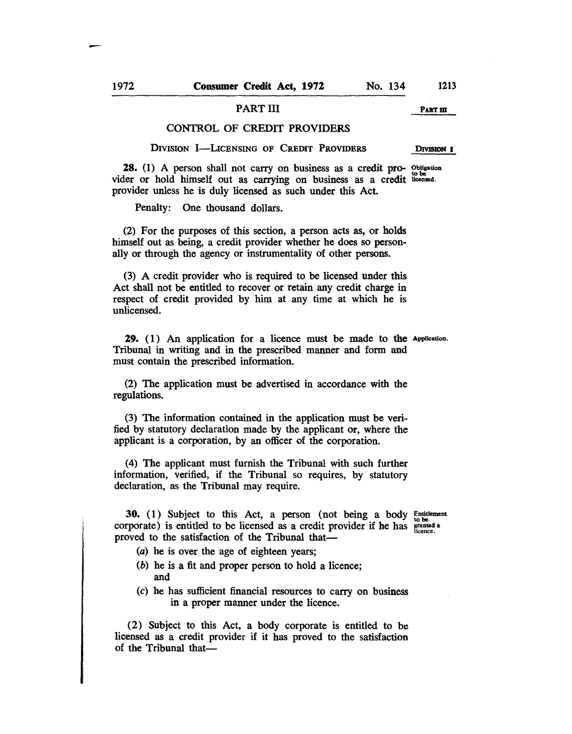## PART III

## CONTROL OF CREDIT PROVIDERS

### DIVISION I—LICENSING OF CREDIT PROVIDERS

**28.** (1) A person shall not carry on business as a credit provider or hold himself out as carrying on business as a credit provider unless he is duly licensed as such under this Act.

Obligation to be licensed.

Penalty: One thousand dollars.

(2) For the purposes of this section, a person acts as, or holds himself out as being, a credit provider whether he does so personally or through the agency or instrumentality of other persons.

(3) A credit provider who is required to be licensed under this Act shall not be entitled to recover or retain any credit charge in respect of credit provided by him at any time at which he is unlicensed.

**29.** (1) An application for a licence must be made to the Tribunal in writing and in the prescribed manner and form and must contain the prescribed information.

Application.

(2) The application must be advertised in accordance with the regulations.

(3) The information contained in the application must be verified by statutory declaration made by the applicant or, where the applicant is a corporation, by an officer of the corporation.

(4) The applicant must furnish the Tribunal with such further information, verified, if the Tribunal so requires, by statutory declaration, as the Tribunal may require.

**30.** (1) Subject to this Act, a person (not being a body corporate) is entitled to be licensed as a credit provider if he has proved to the satisfaction of the Tribunal that—

Entitlement to be granted a licence.

(*a*) he is over the age of eighteen years;

(*b*) he is a fit and proper person to hold a licence; and

(*c*) he has sufficient financial resources to carry on business in a proper manner under the licence.

(2) Subject to this Act, a body corporate is entitled to be licensed as a credit provider if it has proved to the satisfaction of the Tribunal that—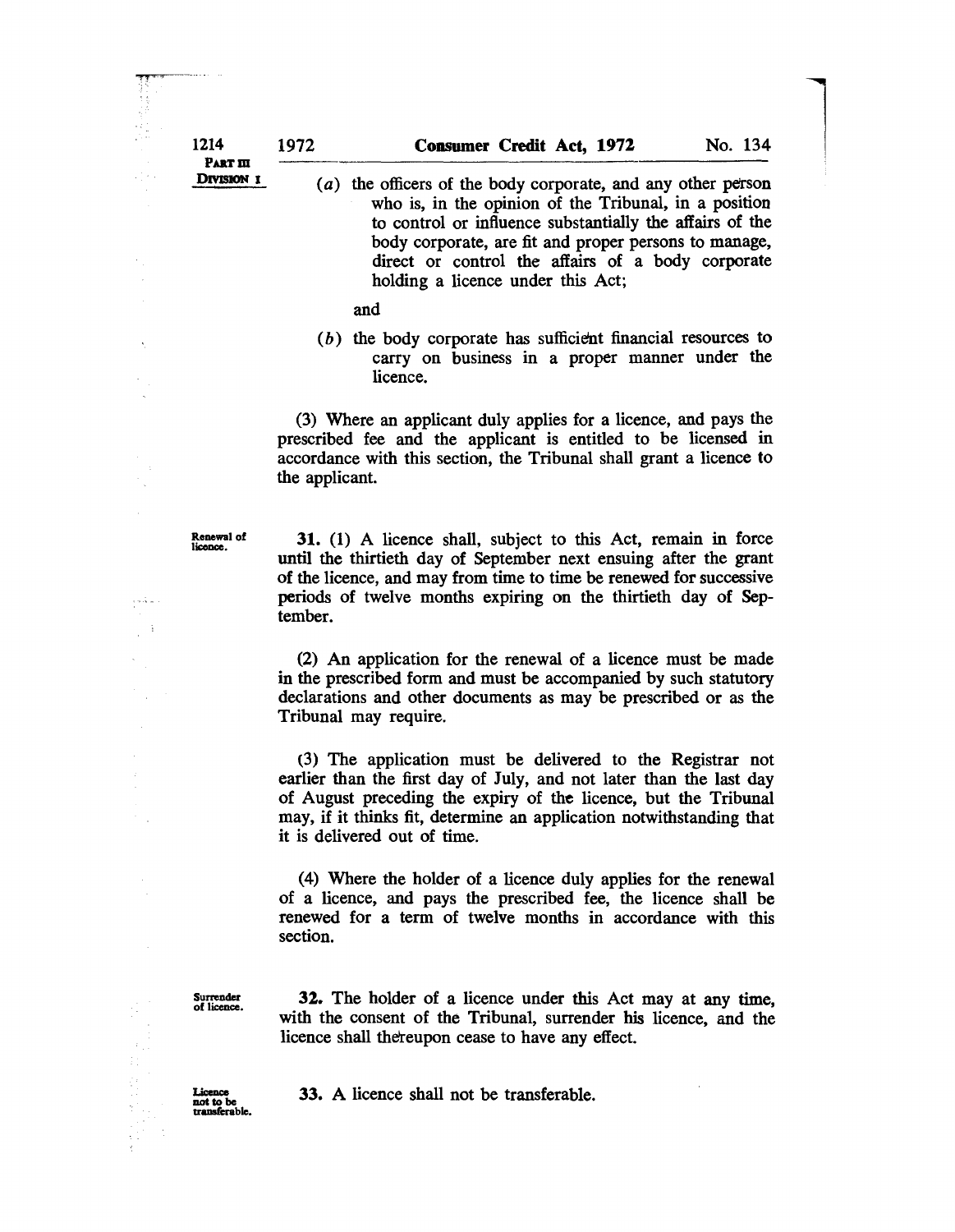(a) the officers of the body corporate, and any other person who is, in the opinion of the Tribunal, in a position to control or influence substantially the affairs of the body corporate, are fit and proper persons to manage, direct or control the affairs of a body corporate holding a licence under this Act;

and

(b) the body corporate has sufficient financial resources to carry on business in a proper manner under the licence.

(3) Where an applicant duly applies for a licence, and pays the prescribed fee and the applicant is entitled to be licensed in accordance with this section, the Tribunal shall grant a licence to the applicant.

Renewal of licence.

**31.** (1) A licence shall, subject to this Act, remain in force until the thirtieth day of September next ensuing after the grant of the licence, and may from time to time be renewed for successive periods of twelve months expiring on the thirtieth day of September.

(2) An application for the renewal of a licence must be made in the prescribed form and must be accompanied by such statutory declarations and other documents as may be prescribed or as the Tribunal may require.

(3) The application must be delivered to the Registrar not earlier than the first day of July, and not later than the last day of August preceding the expiry of the licence, but the Tribunal may, if it thinks fit, determine an application notwithstanding that it is delivered out of time.

(4) Where the holder of a licence duly applies for the renewal of a licence, and pays the prescribed fee, the licence shall be renewed for a term of twelve months in accordance with this section.

Surrender of licence.

**32.** The holder of a licence under this Act may at any time, with the consent of the Tribunal, surrender his licence, and the licence shall thereupon cease to have any effect.

Licence not to be transferable.

**33.** A licence shall not be transferable.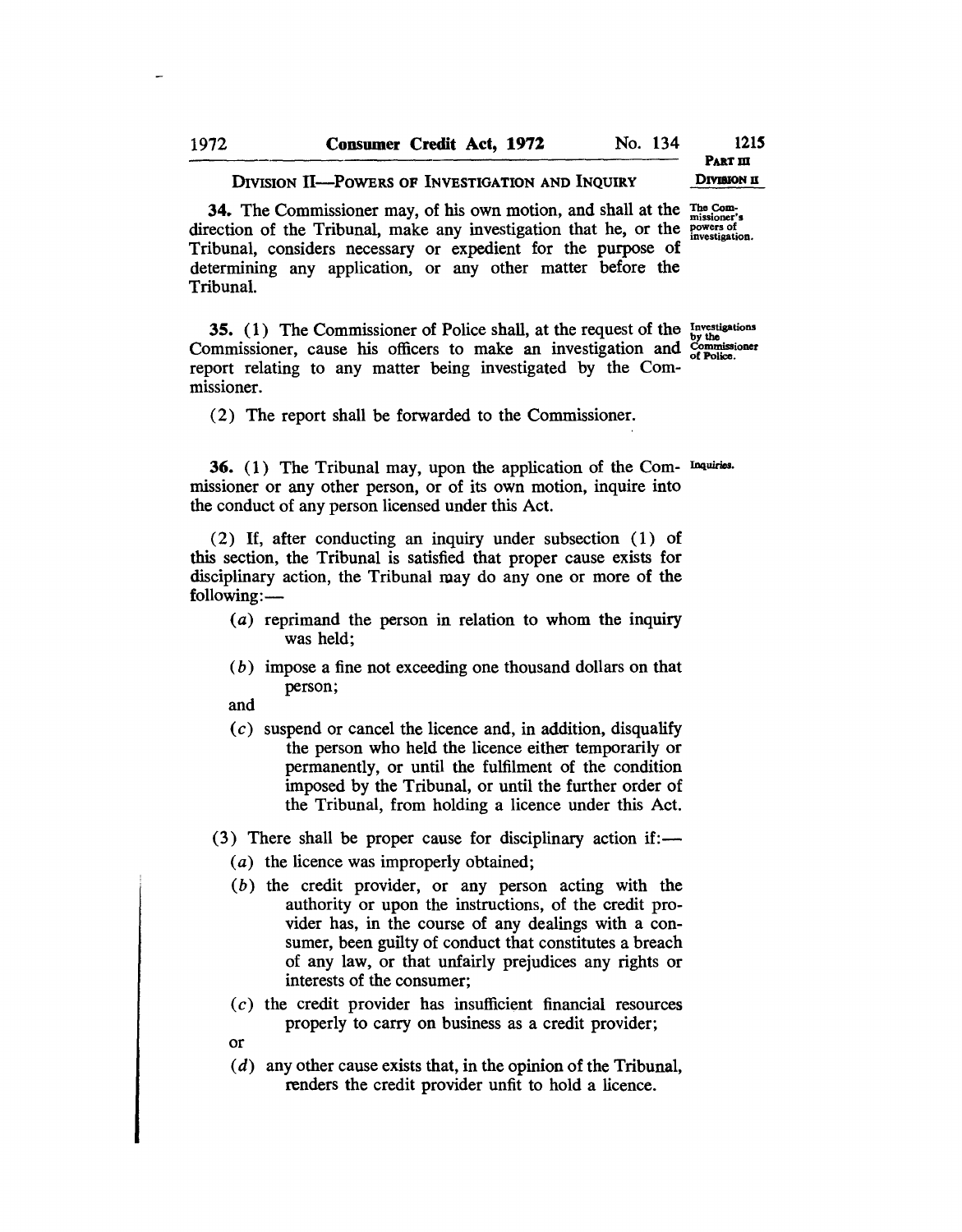## DIVISION II—POWERS OF INVESTIGATION AND INQUIRY

**34.** The Commissioner may, of his own motion, and shall at the direction of the Tribunal, make any investigation that he, or the Tribunal, considers necessary or expedient for the purpose of determining any application, or any other matter before the Tribunal.

The Commissioner's powers of investigation.

**35.** (1) The Commissioner of Police shall, at the request of the Commissioner, cause his officers to make an investigation and report relating to any matter being investigated by the Commissioner.

Investigations by the Commissioner of Police.

(2) The report shall be forwarded to the Commissioner.

**36.** (1) The Tribunal may, upon the application of the Commissioner or any other person, or of its own motion, inquire into the conduct of any person licensed under this Act.

Inquiries.

(2) If, after conducting an inquiry under subsection (1) of this section, the Tribunal is satisfied that proper cause exists for disciplinary action, the Tribunal may do any one or more of the following:—

(*a*) reprimand the person in relation to whom the inquiry was held;

(*b*) impose a fine not exceeding one thousand dollars on that person;

and

(*c*) suspend or cancel the licence and, in addition, disqualify the person who held the licence either temporarily or permanently, or until the fulfilment of the condition imposed by the Tribunal, or until the further order of the Tribunal, from holding a licence under this Act.

(3) There shall be proper cause for disciplinary action if:—

(*a*) the licence was improperly obtained;

(*b*) the credit provider, or any person acting with the authority or upon the instructions, of the credit provider has, in the course of any dealings with a consumer, been guilty of conduct that constitutes a breach of any law, or that unfairly prejudices any rights or interests of the consumer;

(*c*) the credit provider has insufficient financial resources properly to carry on business as a credit provider;

or

(*d*) any other cause exists that, in the opinion of the Tribunal, renders the credit provider unfit to hold a licence.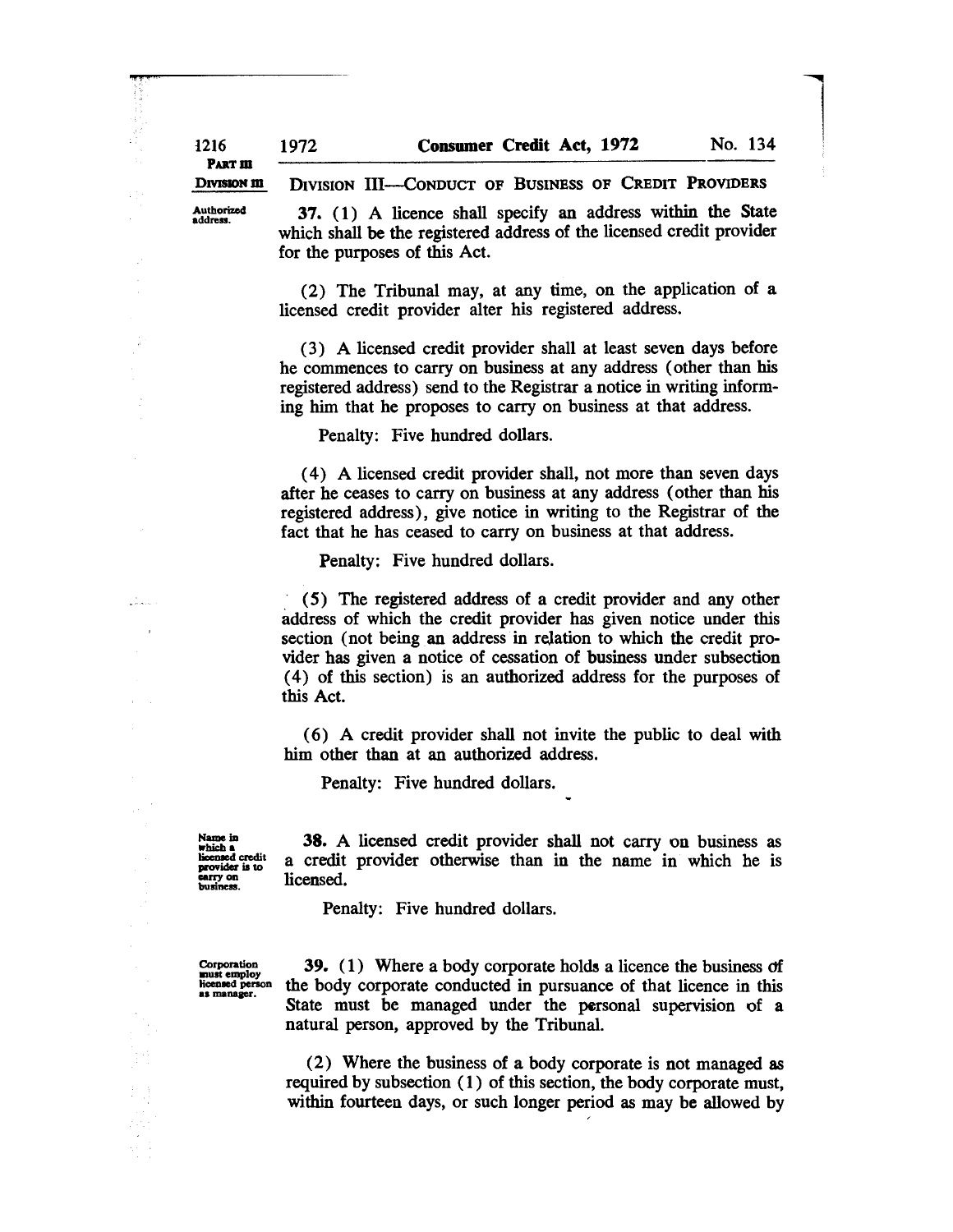PART III

DIVISION III

## DIVISION III—CONDUCT OF BUSINESS OF CREDIT PROVIDERS

Authorized address.

**37.** (1) A licence shall specify an address within the State which shall be the registered address of the licensed credit provider for the purposes of this Act.

(2) The Tribunal may, at any time, on the application of a licensed credit provider alter his registered address.

(3) A licensed credit provider shall at least seven days before he commences to carry on business at any address (other than his registered address) send to the Registrar a notice in writing informing him that he proposes to carry on business at that address.

Penalty: Five hundred dollars.

(4) A licensed credit provider shall, not more than seven days after he ceases to carry on business at any address (other than his registered address), give notice in writing to the Registrar of the fact that he has ceased to carry on business at that address.

Penalty: Five hundred dollars.

(5) The registered address of a credit provider and any other address of which the credit provider has given notice under this section (not being an address in relation to which the credit provider has given a notice of cessation of business under subsection (4) of this section) is an authorized address for the purposes of this Act.

(6) A credit provider shall not invite the public to deal with him other than at an authorized address.

Penalty: Five hundred dollars.

Name in which a licensed credit provider is to carry on business.

**38.** A licensed credit provider shall not carry on business as a credit provider otherwise than in the name in which he is licensed.

Penalty: Five hundred dollars.

Corporation must employ licensed person as manager.

**39.** (1) Where a body corporate holds a licence the business of the body corporate conducted in pursuance of that licence in this State must be managed under the personal supervision of a natural person, approved by the Tribunal.

(2) Where the business of a body corporate is not managed as required by subsection (1) of this section, the body corporate must, within fourteen days, or such longer period as may be allowed by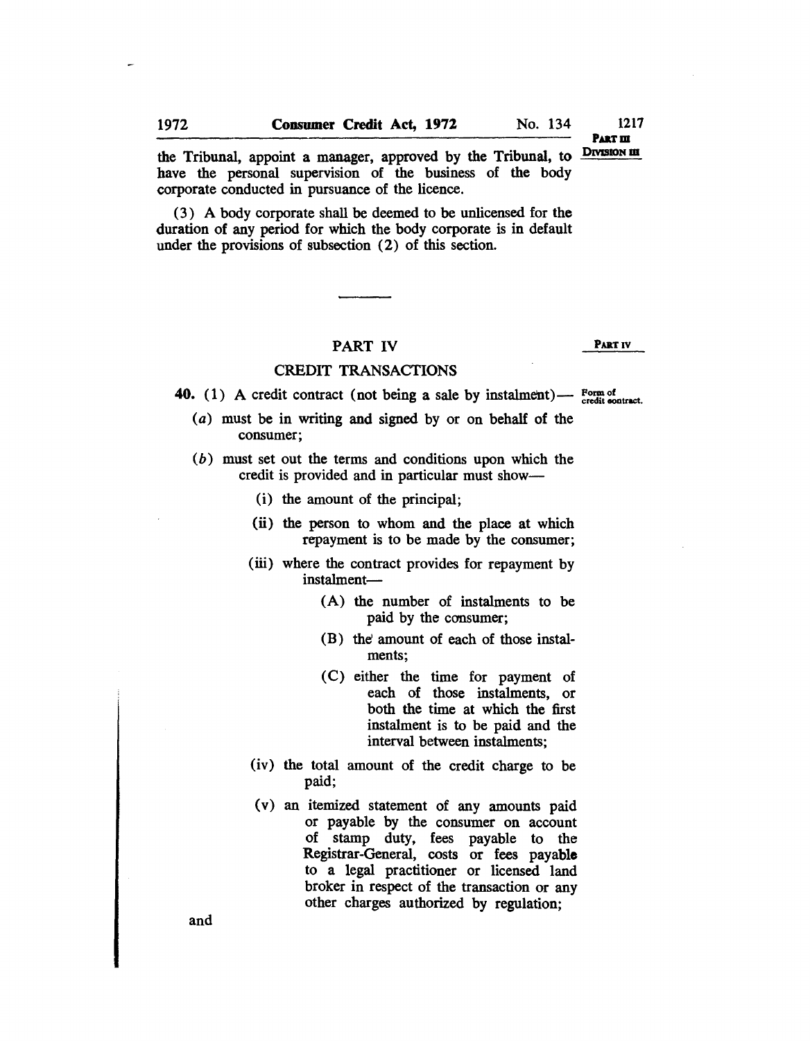the Tribunal, appoint a manager, approved by the Tribunal, to have the personal supervision of the business of the body corporate conducted in pursuance of the licence.

(3) A body corporate shall be deemed to be unlicensed for the duration of any period for which the body corporate is in default under the provisions of subsection (2) of this section.

---

## PART IV

### CREDIT TRANSACTIONS

Form of credit contract.

**40.** (1) A credit contract (not being a sale by instalment)—

- (*a*) must be in writing and signed by or on behalf of the consumer;
- (*b*) must set out the terms and conditions upon which the credit is provided and in particular must show—
  - (i) the amount of the principal;
  - (ii) the person to whom and the place at which repayment is to be made by the consumer;
  - (iii) where the contract provides for repayment by instalment—
    - (A) the number of instalments to be paid by the consumer;
    - (B) the amount of each of those instalments;
    - (C) either the time for payment of each of those instalments, or both the time at which the first instalment is to be paid and the interval between instalments;
  - (iv) the total amount of the credit charge to be paid;
  - (v) an itemized statement of any amounts paid or payable by the consumer on account of stamp duty, fees payable to the Registrar-General, costs or fees payable to a legal practitioner or licensed land broker in respect of the transaction or any other charges authorized by regulation;

and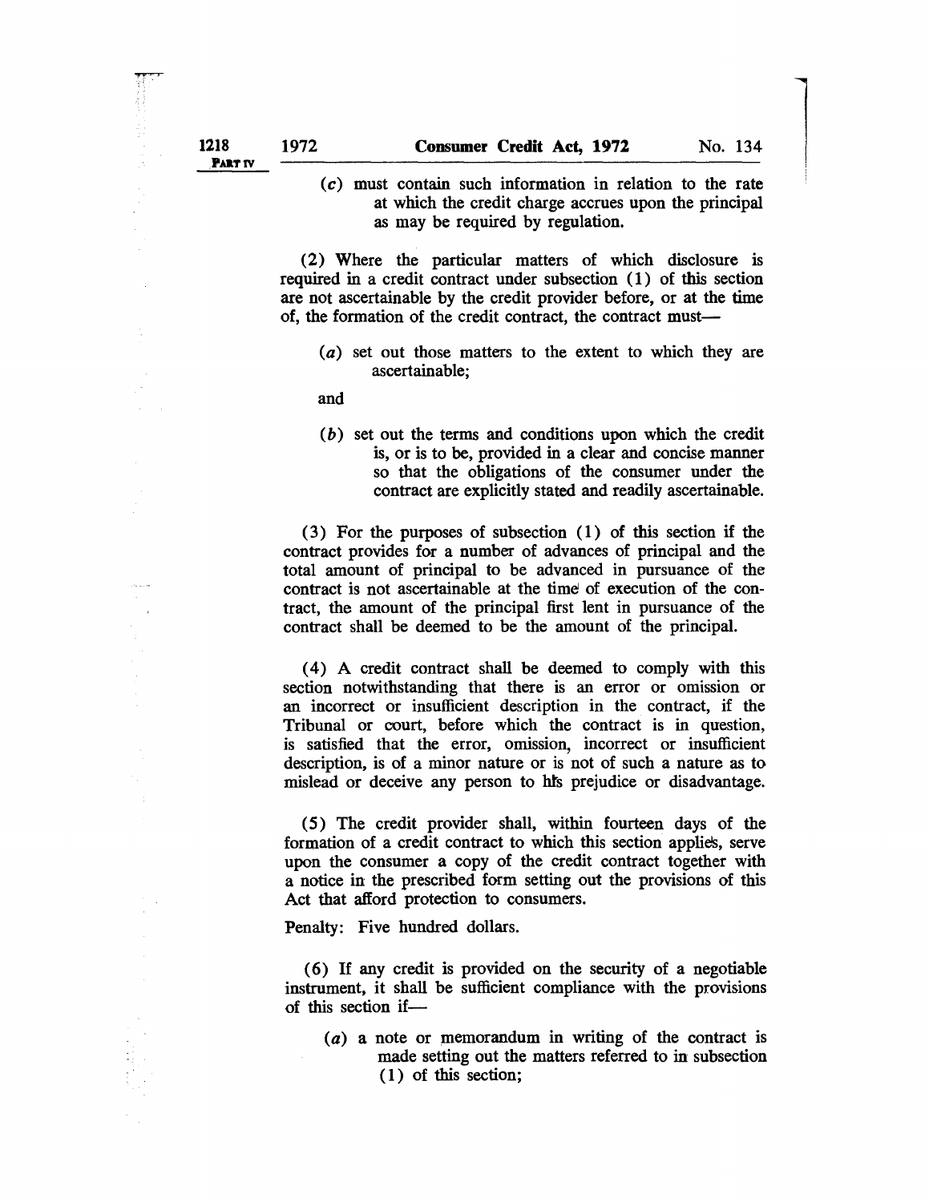(c) must contain such information in relation to the rate at which the credit charge accrues upon the principal as may be required by regulation.

(2) Where the particular matters of which disclosure is required in a credit contract under subsection (1) of this section are not ascertainable by the credit provider before, or at the time of, the formation of the credit contract, the contract must—

(a) set out those matters to the extent to which they are ascertainable;

and

(b) set out the terms and conditions upon which the credit is, or is to be, provided in a clear and concise manner so that the obligations of the consumer under the contract are explicitly stated and readily ascertainable.

(3) For the purposes of subsection (1) of this section if the contract provides for a number of advances of principal and the total amount of principal to be advanced in pursuance of the contract is not ascertainable at the time of execution of the contract, the amount of the principal first lent in pursuance of the contract shall be deemed to be the amount of the principal.

(4) A credit contract shall be deemed to comply with this section notwithstanding that there is an error or omission or an incorrect or insufficient description in the contract, if the Tribunal or court, before which the contract is in question, is satisfied that the error, omission, incorrect or insufficient description, is of a minor nature or is not of such a nature as to mislead or deceive any person to his prejudice or disadvantage.

(5) The credit provider shall, within fourteen days of the formation of a credit contract to which this section applies, serve upon the consumer a copy of the credit contract together with a notice in the prescribed form setting out the provisions of this Act that afford protection to consumers.

Penalty: Five hundred dollars.

(6) If any credit is provided on the security of a negotiable instrument, it shall be sufficient compliance with the provisions of this section if—

(a) a note or memorandum in writing of the contract is made setting out the matters referred to in subsection (1) of this section;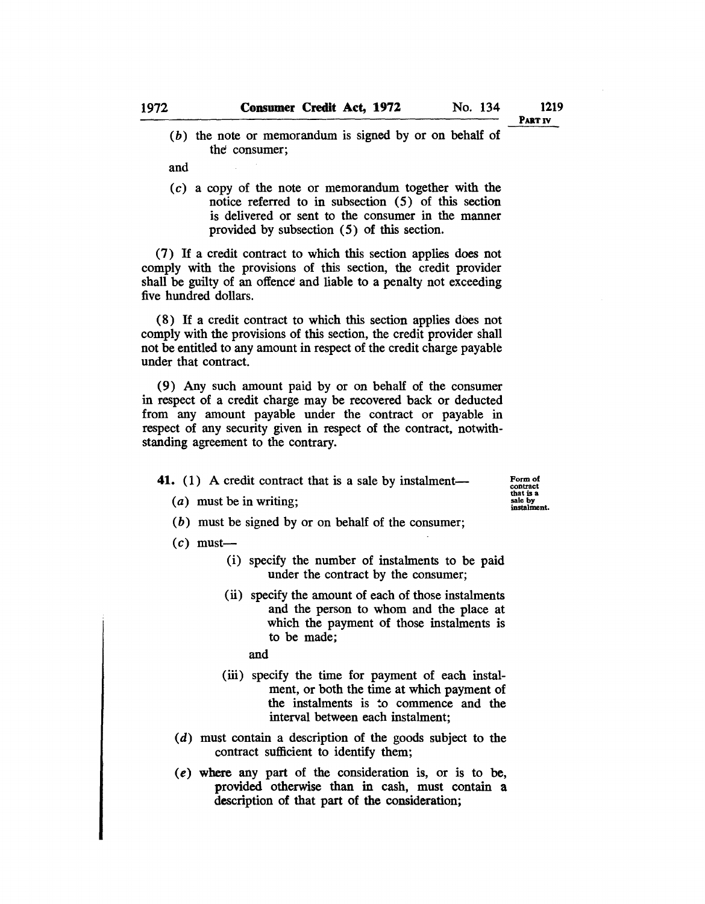(*b*) the note or memorandum is signed by or on behalf of the consumer;

and

(*c*) a copy of the note or memorandum together with the notice referred to in subsection (5) of this section is delivered or sent to the consumer in the manner provided by subsection (5) of this section.

(7) If a credit contract to which this section applies does not comply with the provisions of this section, the credit provider shall be guilty of an offence and liable to a penalty not exceeding five hundred dollars.

(8) If a credit contract to which this section applies does not comply with the provisions of this section, the credit provider shall not be entitled to any amount in respect of the credit charge payable under that contract.

(9) Any such amount paid by or on behalf of the consumer in respect of a credit charge may be recovered back or deducted from any amount payable under the contract or payable in respect of any security given in respect of the contract, notwithstanding agreement to the contrary.

*Form of contract that is a sale by instalment.*

**41.** (1) A credit contract that is a sale by instalment—

(*a*) must be in writing;

(*b*) must be signed by or on behalf of the consumer;

(*c*) must—

(i) specify the number of instalments to be paid under the contract by the consumer;

(ii) specify the amount of each of those instalments and the person to whom and the place at which the payment of those instalments is to be made;

and

(iii) specify the time for payment of each instalment, or both the time at which payment of the instalments is to commence and the interval between each instalment;

(*d*) must contain a description of the goods subject to the contract sufficient to identify them;

(*e*) where any part of the consideration is, or is to be, provided otherwise than in cash, must contain a description of that part of the consideration;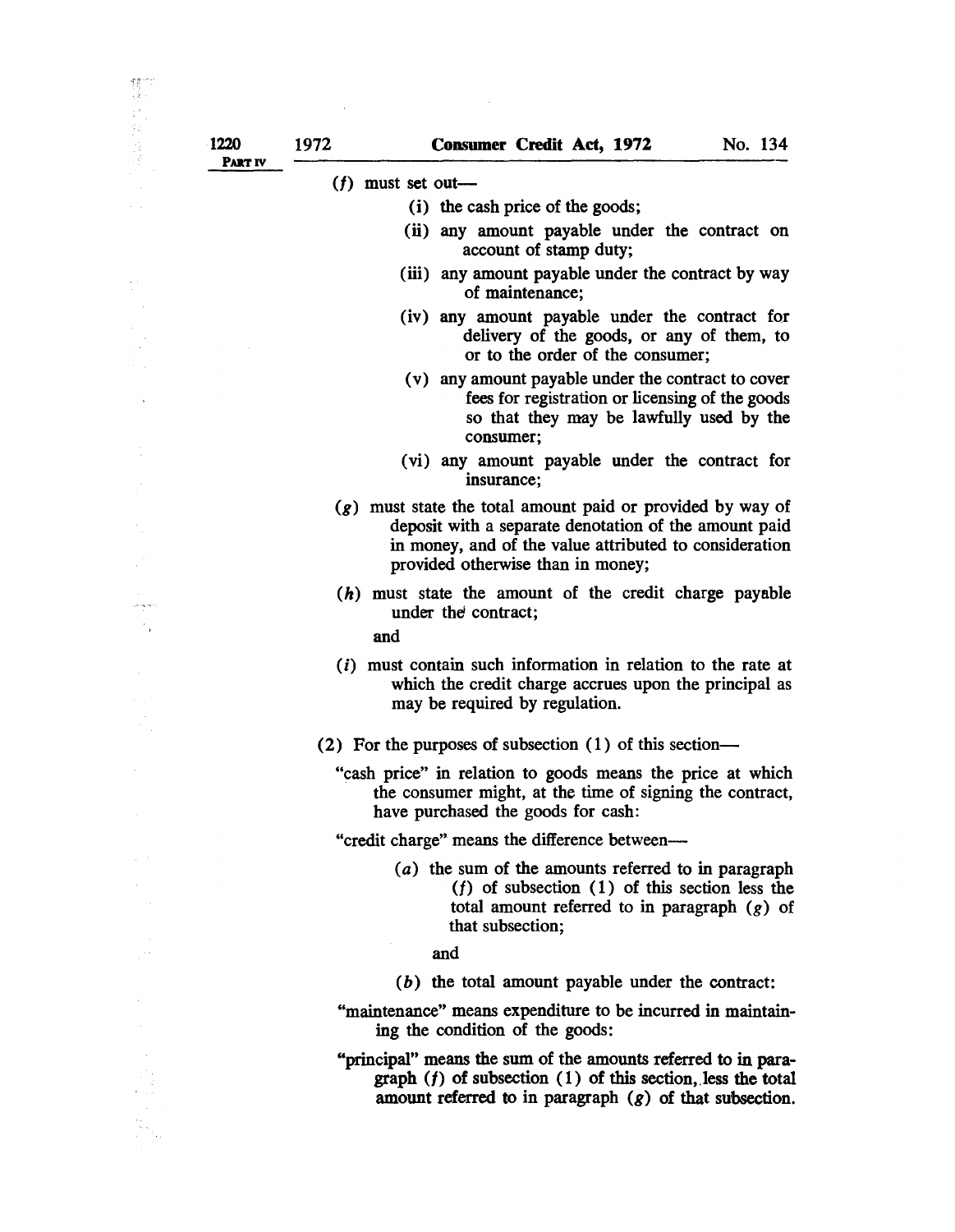(*f*) must set out—

(i) the cash price of the goods;

(ii) any amount payable under the contract on account of stamp duty;

(iii) any amount payable under the contract by way of maintenance;

(iv) any amount payable under the contract for delivery of the goods, or any of them, to or to the order of the consumer;

(v) any amount payable under the contract to cover fees for registration or licensing of the goods so that they may be lawfully used by the consumer;

(vi) any amount payable under the contract for insurance;

(*g*) must state the total amount paid or provided by way of deposit with a separate denotation of the amount paid in money, and of the value attributed to consideration provided otherwise than in money;

(*h*) must state the amount of the credit charge payable under the contract;

and

(*i*) must contain such information in relation to the rate at which the credit charge accrues upon the principal as may be required by regulation.

(2) For the purposes of subsection (1) of this section—

"cash price" in relation to goods means the price at which the consumer might, at the time of signing the contract, have purchased the goods for cash:

"credit charge" means the difference between—

(*a*) the sum of the amounts referred to in paragraph (*f*) of subsection (1) of this section less the total amount referred to in paragraph (*g*) of that subsection;

and

(*b*) the total amount payable under the contract:

"maintenance" means expenditure to be incurred in maintaining the condition of the goods:

"principal" means the sum of the amounts referred to in paragraph (*f*) of subsection (1) of this section, less the total amount referred to in paragraph (*g*) of that subsection.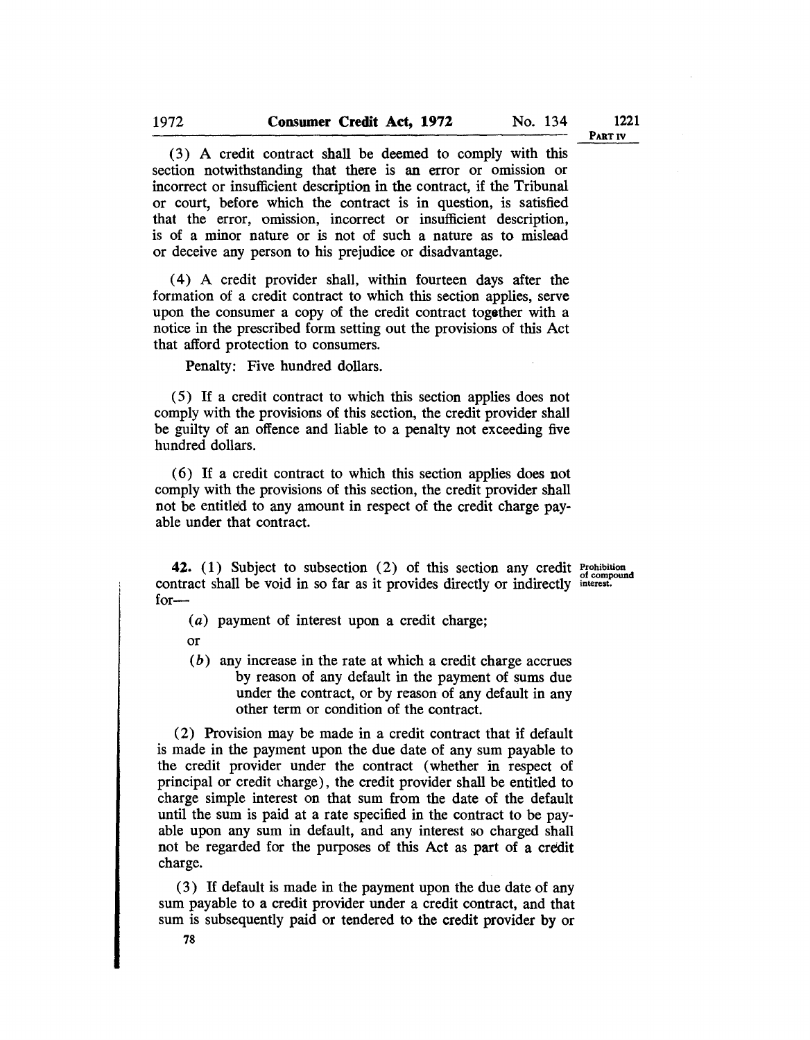(3) A credit contract shall be deemed to comply with this section notwithstanding that there is an error or omission or incorrect or insufficient description in the contract, if the Tribunal or court, before which the contract is in question, is satisfied that the error, omission, incorrect or insufficient description, is of a minor nature or is not of such a nature as to mislead or deceive any person to his prejudice or disadvantage.

(4) A credit provider shall, within fourteen days after the formation of a credit contract to which this section applies, serve upon the consumer a copy of the credit contract together with a notice in the prescribed form setting out the provisions of this Act that afford protection to consumers.

Penalty: Five hundred dollars.

(5) If a credit contract to which this section applies does not comply with the provisions of this section, the credit provider shall be guilty of an offence and liable to a penalty not exceeding five hundred dollars.

(6) If a credit contract to which this section applies does not comply with the provisions of this section, the credit provider shall not be entitled to any amount in respect of the credit charge payable under that contract.

**Prohibition of compound interest.**

**42.** (1) Subject to subsection (2) of this section any credit contract shall be void in so far as it provides directly or indirectly for—

(*a*) payment of interest upon a credit charge;

or

(*b*) any increase in the rate at which a credit charge accrues by reason of any default in the payment of sums due under the contract, or by reason of any default in any other term or condition of the contract.

(2) Provision may be made in a credit contract that if default is made in the payment upon the due date of any sum payable to the credit provider under the contract (whether in respect of principal or credit charge), the credit provider shall be entitled to charge simple interest on that sum from the date of the default until the sum is paid at a rate specified in the contract to be payable upon any sum in default, and any interest so charged shall not be regarded for the purposes of this Act as part of a credit charge.

(3) If default is made in the payment upon the due date of any sum payable to a credit provider under a credit contract, and that sum is subsequently paid or tendered to the credit provider by or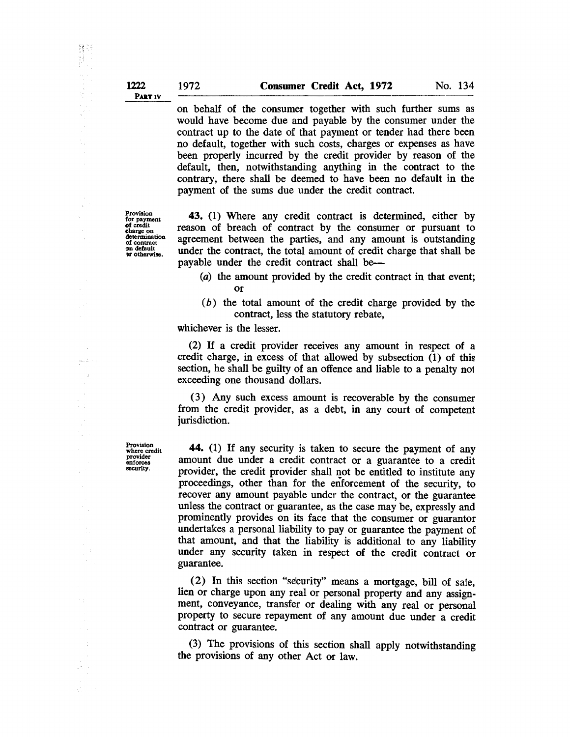on behalf of the consumer together with such further sums as would have become due and payable by the consumer under the contract up to the date of that payment or tender had there been no default, together with such costs, charges or expenses as have been properly incurred by the credit provider by reason of the default, then, notwithstanding anything in the contract to the contrary, there shall be deemed to have been no default in the payment of the sums due under the credit contract.

*Provision for payment of credit charge on determination of contract on default or otherwise.*

**43.** (1) Where any credit contract is determined, either by reason of breach of contract by the consumer or pursuant to agreement between the parties, and any amount is outstanding under the contract, the total amount of credit charge that shall be payable under the credit contract shall be—

(*a*) the amount provided by the credit contract in that event; or

(*b*) the total amount of the credit charge provided by the contract, less the statutory rebate,

whichever is the lesser.

(2) If a credit provider receives any amount in respect of a credit charge, in excess of that allowed by subsection (1) of this section, he shall be guilty of an offence and liable to a penalty not exceeding one thousand dollars.

(3) Any such excess amount is recoverable by the consumer from the credit provider, as a debt, in any court of competent jurisdiction.

*Provision where credit provider enforces security.*

**44.** (1) If any security is taken to secure the payment of any amount due under a credit contract or a guarantee to a credit provider, the credit provider shall not be entitled to institute any proceedings, other than for the enforcement of the security, to recover any amount payable under the contract, or the guarantee unless the contract or guarantee, as the case may be, expressly and prominently provides on its face that the consumer or guarantor undertakes a personal liability to pay or guarantee the payment of that amount, and that the liability is additional to any liability under any security taken in respect of the credit contract or guarantee.

(2) In this section "security" means a mortgage, bill of sale, lien or charge upon any real or personal property and any assignment, conveyance, transfer or dealing with any real or personal property to secure repayment of any amount due under a credit contract or guarantee.

(3) The provisions of this section shall apply notwithstanding the provisions of any other Act or law.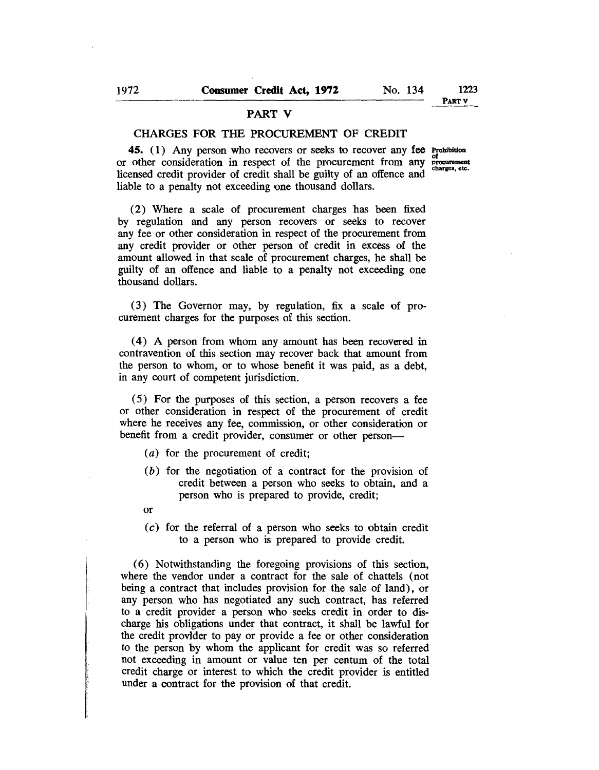## PART V

### CHARGES FOR THE PROCUREMENT OF CREDIT

**45.** (1) Any person who recovers or seeks to recover any fee or other consideration in respect of the procurement from any licensed credit provider of credit shall be guilty of an offence and liable to a penalty not exceeding one thousand dollars.

Prohibition of procurement charges, etc.

(2) Where a scale of procurement charges has been fixed by regulation and any person recovers or seeks to recover any fee or other consideration in respect of the procurement from any credit provider or other person of credit in excess of the amount allowed in that scale of procurement charges, he shall be guilty of an offence and liable to a penalty not exceeding one thousand dollars.

(3) The Governor may, by regulation, fix a scale of procurement charges for the purposes of this section.

(4) A person from whom any amount has been recovered in contravention of this section may recover back that amount from the person to whom, or to whose benefit it was paid, as a debt, in any court of competent jurisdiction.

(5) For the purposes of this section, a person recovers a fee or other consideration in respect of the procurement of credit where he receives any fee, commission, or other consideration or benefit from a credit provider, consumer or other person—

- (*a*) for the procurement of credit;
- (*b*) for the negotiation of a contract for the provision of credit between a person who seeks to obtain, and a person who is prepared to provide, credit;

or

- (*c*) for the referral of a person who seeks to obtain credit to a person who is prepared to provide credit.

(6) Notwithstanding the foregoing provisions of this section, where the vendor under a contract for the sale of chattels (not being a contract that includes provision for the sale of land), or any person who has negotiated any such contract, has referred to a credit provider a person who seeks credit in order to discharge his obligations under that contract, it shall be lawful for the credit provider to pay or provide a fee or other consideration to the person by whom the applicant for credit was so referred not exceeding in amount or value ten per centum of the total credit charge or interest to which the credit provider is entitled under a contract for the provision of that credit.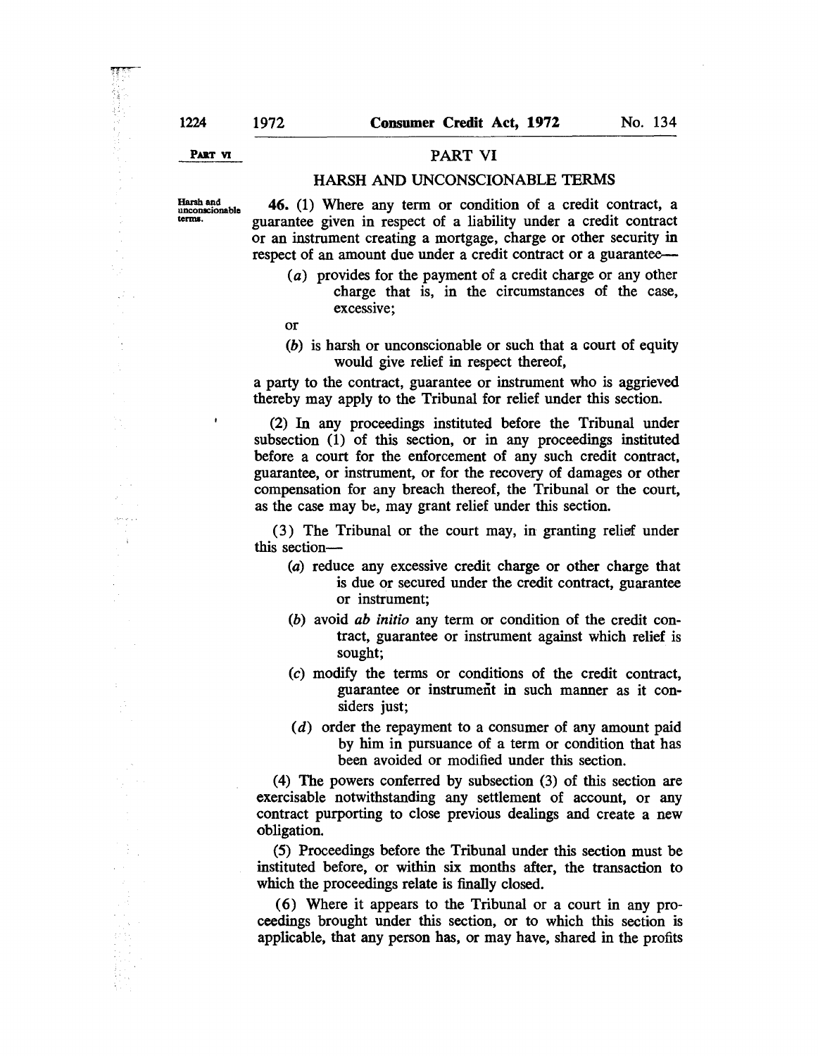## PART VI

### HARSH AND UNCONSCIONABLE TERMS

Harsh and unconscionable terms.

**46.** (1) Where any term or condition of a credit contract, a guarantee given in respect of a liability under a credit contract or an instrument creating a mortgage, charge or other security in respect of an amount due under a credit contract or a guarantee—

(*a*) provides for the payment of a credit charge or any other charge that is, in the circumstances of the case, excessive;

or

(*b*) is harsh or unconscionable or such that a court of equity would give relief in respect thereof,

a party to the contract, guarantee or instrument who is aggrieved thereby may apply to the Tribunal for relief under this section.

(2) In any proceedings instituted before the Tribunal under subsection (1) of this section, or in any proceedings instituted before a court for the enforcement of any such credit contract, guarantee, or instrument, or for the recovery of damages or other compensation for any breach thereof, the Tribunal or the court, as the case may be, may grant relief under this section.

(3) The Tribunal or the court may, in granting relief under this section—

(*a*) reduce any excessive credit charge or other charge that is due or secured under the credit contract, guarantee or instrument;

(*b*) avoid *ab initio* any term or condition of the credit contract, guarantee or instrument against which relief is sought;

(*c*) modify the terms or conditions of the credit contract, guarantee or instrument in such manner as it considers just;

(*d*) order the repayment to a consumer of any amount paid by him in pursuance of a term or condition that has been avoided or modified under this section.

(4) The powers conferred by subsection (3) of this section are exercisable notwithstanding any settlement of account, or any contract purporting to close previous dealings and create a new obligation.

(5) Proceedings before the Tribunal under this section must be instituted before, or within six months after, the transaction to which the proceedings relate is finally closed.

(6) Where it appears to the Tribunal or a court in any proceedings brought under this section, or to which this section is applicable, that any person has, or may have, shared in the profits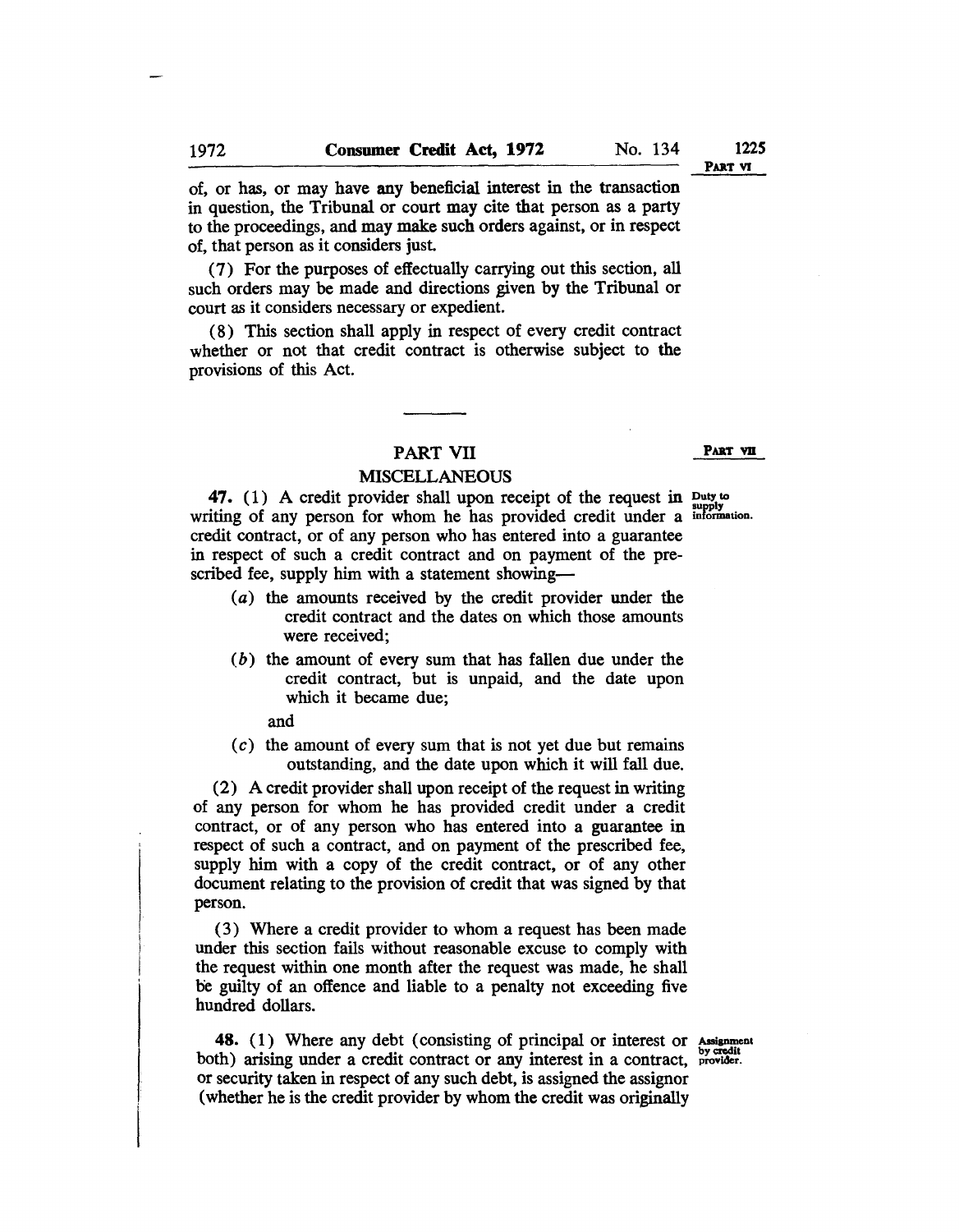of, or has, or may have any beneficial interest in the transaction in question, the Tribunal or court may cite that person as a party to the proceedings, and may make such orders against, or in respect of, that person as it considers just.

(7) For the purposes of effectually carrying out this section, all such orders may be made and directions given by the Tribunal or court as it considers necessary or expedient.

(8) This section shall apply in respect of every credit contract whether or not that credit contract is otherwise subject to the provisions of this Act.

---

## PART VII

### MISCELLANEOUS

**47.** (1) A credit provider shall upon receipt of the request in writing of any person for whom he has provided credit under a credit contract, or of any person who has entered into a guarantee in respect of such a credit contract and on payment of the prescribed fee, supply him with a statement showing—

*Duty to supply information.*

- (*a*) the amounts received by the credit provider under the credit contract and the dates on which those amounts were received;
- (*b*) the amount of every sum that has fallen due under the credit contract, but is unpaid, and the date upon which it became due;

  and
- (*c*) the amount of every sum that is not yet due but remains outstanding, and the date upon which it will fall due.

(2) A credit provider shall upon receipt of the request in writing of any person for whom he has provided credit under a credit contract, or of any person who has entered into a guarantee in respect of such a contract, and on payment of the prescribed fee, supply him with a copy of the credit contract, or of any other document relating to the provision of credit that was signed by that person.

(3) Where a credit provider to whom a request has been made under this section fails without reasonable excuse to comply with the request within one month after the request was made, he shall be guilty of an offence and liable to a penalty not exceeding five hundred dollars.

**48.** (1) Where any debt (consisting of principal or interest or both) arising under a credit contract or any interest in a contract, or security taken in respect of any such debt, is assigned the assignor (whether he is the credit provider by whom the credit was originally

*Assignment by credit provider.*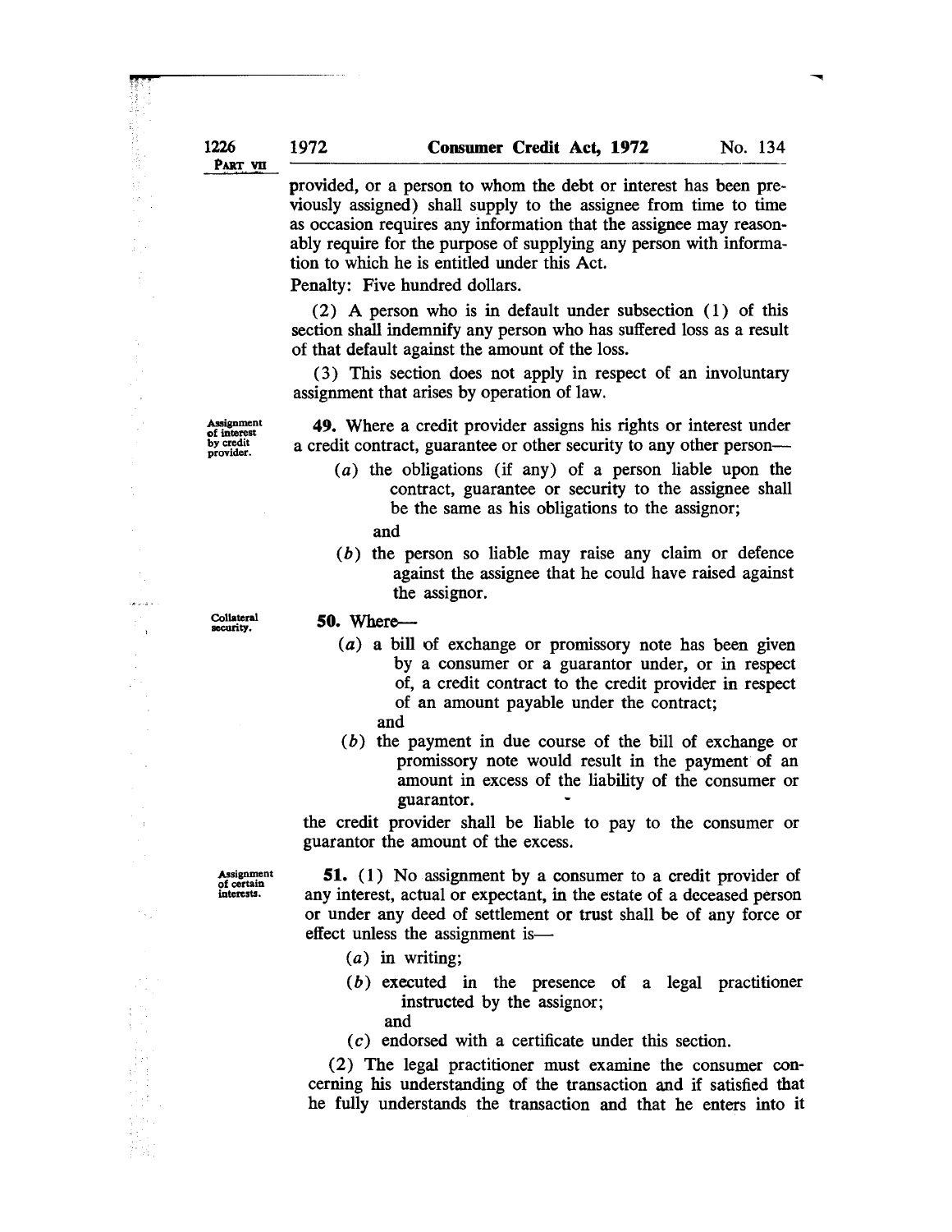provided, or a person to whom the debt or interest has been previously assigned) shall supply to the assignee from time to time as occasion requires any information that the assignee may reasonably require for the purpose of supplying any person with information to which he is entitled under this Act.

Penalty: Five hundred dollars.

(2) A person who is in default under subsection (1) of this section shall indemnify any person who has suffered loss as a result of that default against the amount of the loss.

(3) This section does not apply in respect of an involuntary assignment that arises by operation of law.

*Assignment of interest by credit provider.*

**49.** Where a credit provider assigns his rights or interest under a credit contract, guarantee or other security to any other person—

(*a*) the obligations (if any) of a person liable upon the contract, guarantee or security to the assignee shall be the same as his obligations to the assignor;

and

(*b*) the person so liable may raise any claim or defence against the assignee that he could have raised against the assignor.

*Collateral security.*

**50.** Where—

(*a*) a bill of exchange or promissory note has been given by a consumer or a guarantor under, or in respect of, a credit contract to the credit provider in respect of an amount payable under the contract;

and

(*b*) the payment in due course of the bill of exchange or promissory note would result in the payment of an amount in excess of the liability of the consumer or guarantor.

the credit provider shall be liable to pay to the consumer or guarantor the amount of the excess.

*Assignment of certain interests.*

**51.** (1) No assignment by a consumer to a credit provider of any interest, actual or expectant, in the estate of a deceased person or under any deed of settlement or trust shall be of any force or effect unless the assignment is—

(*a*) in writing;

(*b*) executed in the presence of a legal practitioner instructed by the assignor;

and

(*c*) endorsed with a certificate under this section.

(2) The legal practitioner must examine the consumer concerning his understanding of the transaction and if satisfied that he fully understands the transaction and that he enters into it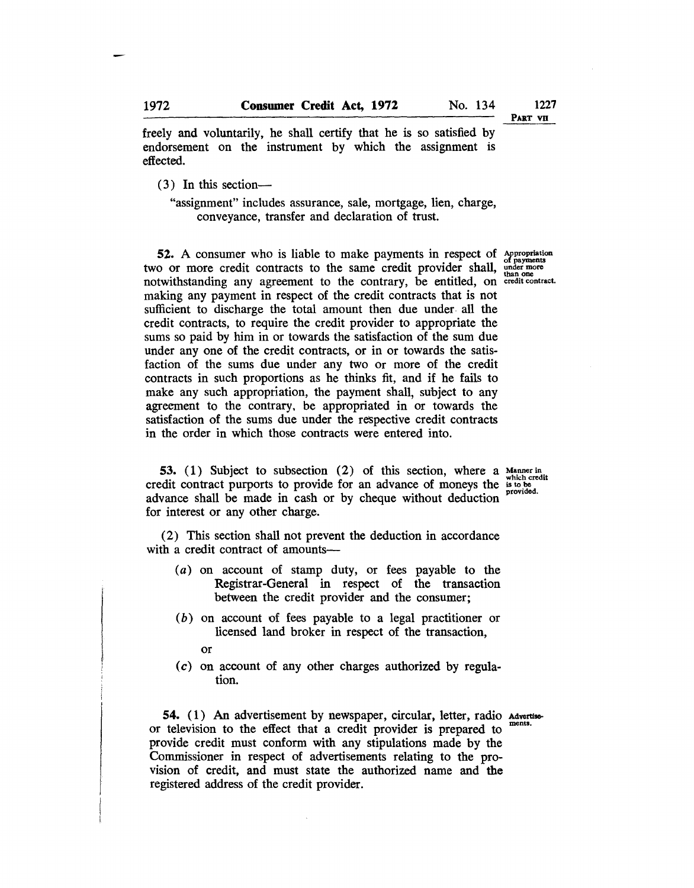freely and voluntarily, he shall certify that he is so satisfied by endorsement on the instrument by which the assignment is effected.

(3) In this section—

"assignment" includes assurance, sale, mortgage, lien, charge, conveyance, transfer and declaration of trust.

*Appropriation of payments under more than one credit contract.*

**52.** A consumer who is liable to make payments in respect of two or more credit contracts to the same credit provider shall, notwithstanding any agreement to the contrary, be entitled, on making any payment in respect of the credit contracts that is not sufficient to discharge the total amount then due under all the credit contracts, to require the credit provider to appropriate the sums so paid by him in or towards the satisfaction of the sum due under any one of the credit contracts, or in or towards the satisfaction of the sums due under any two or more of the credit contracts in such proportions as he thinks fit, and if he fails to make any such appropriation, the payment shall, subject to any agreement to the contrary, be appropriated in or towards the satisfaction of the sums due under the respective credit contracts in the order in which those contracts were entered into.

*Manner in which credit is to be provided.*

**53.** (1) Subject to subsection (2) of this section, where a credit contract purports to provide for an advance of moneys the advance shall be made in cash or by cheque without deduction for interest or any other charge.

(2) This section shall not prevent the deduction in accordance with a credit contract of amounts—

(*a*) on account of stamp duty, or fees payable to the Registrar-General in respect of the transaction between the credit provider and the consumer;

(*b*) on account of fees payable to a legal practitioner or licensed land broker in respect of the transaction,

or

(*c*) on account of any other charges authorized by regulation.

*Advertisements.*

**54.** (1) An advertisement by newspaper, circular, letter, radio or television to the effect that a credit provider is prepared to provide credit must conform with any stipulations made by the Commissioner in respect of advertisements relating to the provision of credit, and must state the authorized name and the registered address of the credit provider.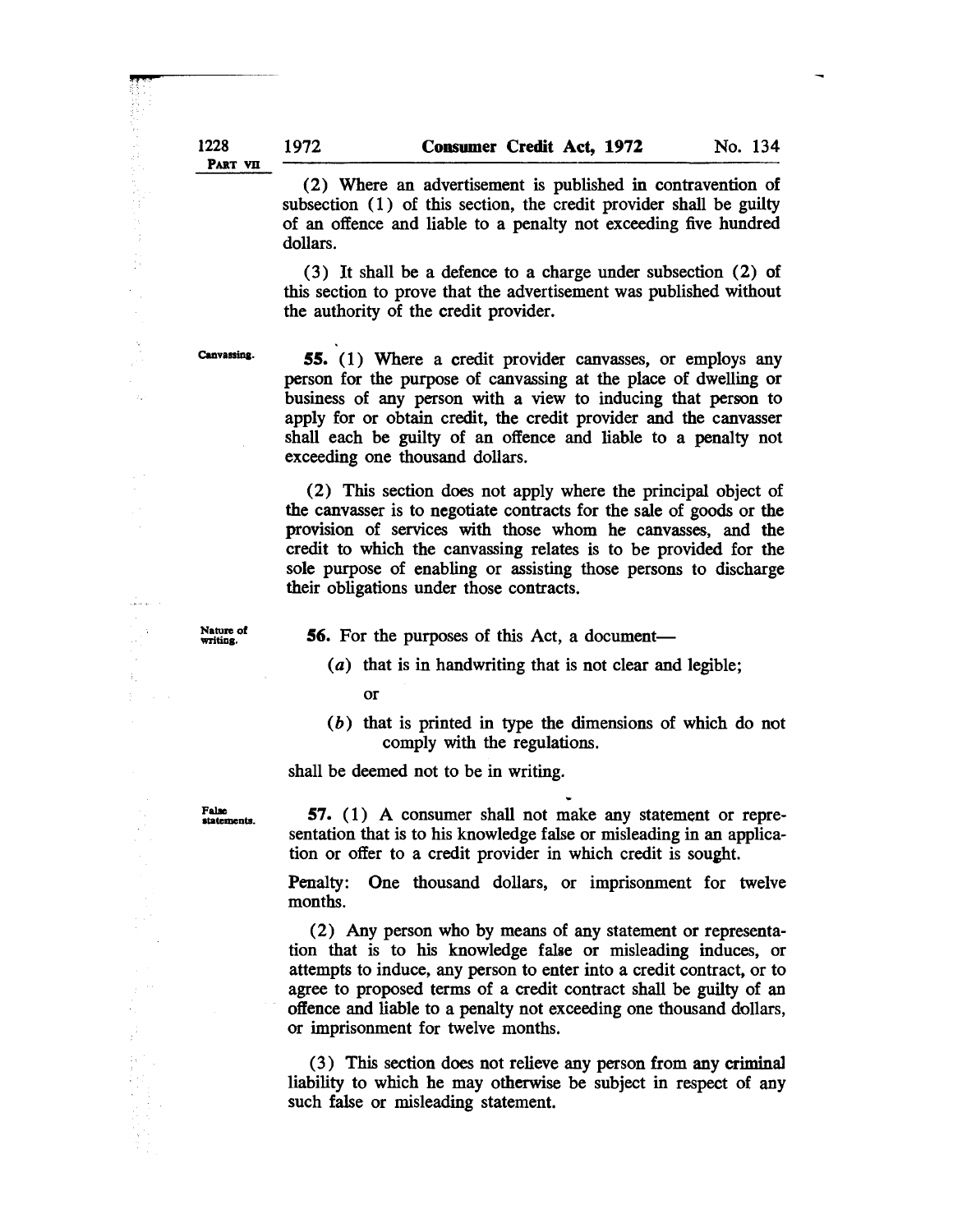(2) Where an advertisement is published in contravention of subsection (1) of this section, the credit provider shall be guilty of an offence and liable to a penalty not exceeding five hundred dollars.

(3) It shall be a defence to a charge under subsection (2) of this section to prove that the advertisement was published without the authority of the credit provider.

Canvassing.

**55.** (1) Where a credit provider canvasses, or employs any person for the purpose of canvassing at the place of dwelling or business of any person with a view to inducing that person to apply for or obtain credit, the credit provider and the canvasser shall each be guilty of an offence and liable to a penalty not exceeding one thousand dollars.

(2) This section does not apply where the principal object of the canvasser is to negotiate contracts for the sale of goods or the provision of services with those whom he canvasses, and the credit to which the canvassing relates is to be provided for the sole purpose of enabling or assisting those persons to discharge their obligations under those contracts.

Nature of writing.

**56.** For the purposes of this Act, a document—

(*a*) that is in handwriting that is not clear and legible;

or

(*b*) that is printed in type the dimensions of which do not comply with the regulations.

shall be deemed not to be in writing.

False statements.

**57.** (1) A consumer shall not make any statement or representation that is to his knowledge false or misleading in an application or offer to a credit provider in which credit is sought.

Penalty: One thousand dollars, or imprisonment for twelve months.

(2) Any person who by means of any statement or representation that is to his knowledge false or misleading induces, or attempts to induce, any person to enter into a credit contract, or to agree to proposed terms of a credit contract shall be guilty of an offence and liable to a penalty not exceeding one thousand dollars, or imprisonment for twelve months.

(3) This section does not relieve any person from any criminal liability to which he may otherwise be subject in respect of any such false or misleading statement.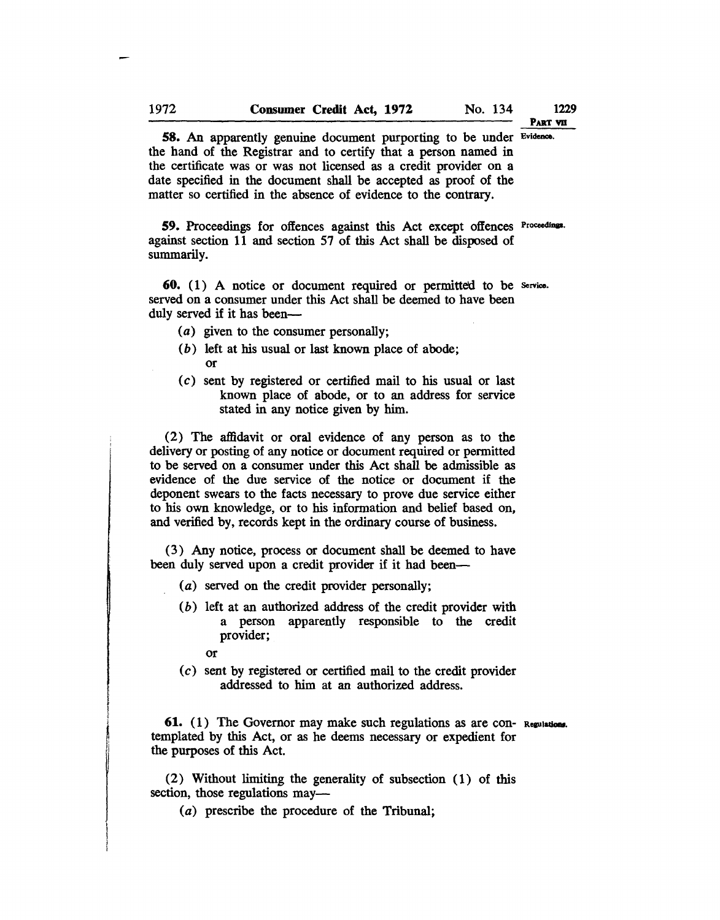**58.** An apparently genuine document purporting to be under the hand of the Registrar and to certify that a person named in the certificate was or was not licensed as a credit provider on a date specified in the document shall be accepted as proof of the matter so certified in the absence of evidence to the contrary.

Evidence.

**59.** Proceedings for offences against this Act except offences against section 11 and section 57 of this Act shall be disposed of summarily.

Proceedings.

**60.** (1) A notice or document required or permitted to be served on a consumer under this Act shall be deemed to have been duly served if it has been—

Service.

- (*a*) given to the consumer personally;
- (*b*) left at his usual or last known place of abode; or
- (*c*) sent by registered or certified mail to his usual or last known place of abode, or to an address for service stated in any notice given by him.

(2) The affidavit or oral evidence of any person as to the delivery or posting of any notice or document required or permitted to be served on a consumer under this Act shall be admissible as evidence of the due service of the notice or document if the deponent swears to the facts necessary to prove due service either to his own knowledge, or to his information and belief based on, and verified by, records kept in the ordinary course of business.

(3) Any notice, process or document shall be deemed to have been duly served upon a credit provider if it had been—

- (*a*) served on the credit provider personally;
- (*b*) left at an authorized address of the credit provider with a person apparently responsible to the credit provider;

  or
- (*c*) sent by registered or certified mail to the credit provider addressed to him at an authorized address.

**61.** (1) The Governor may make such regulations as are contemplated by this Act, or as he deems necessary or expedient for the purposes of this Act.

Regulations.

(2) Without limiting the generality of subsection (1) of this section, those regulations may—

- (*a*) prescribe the procedure of the Tribunal;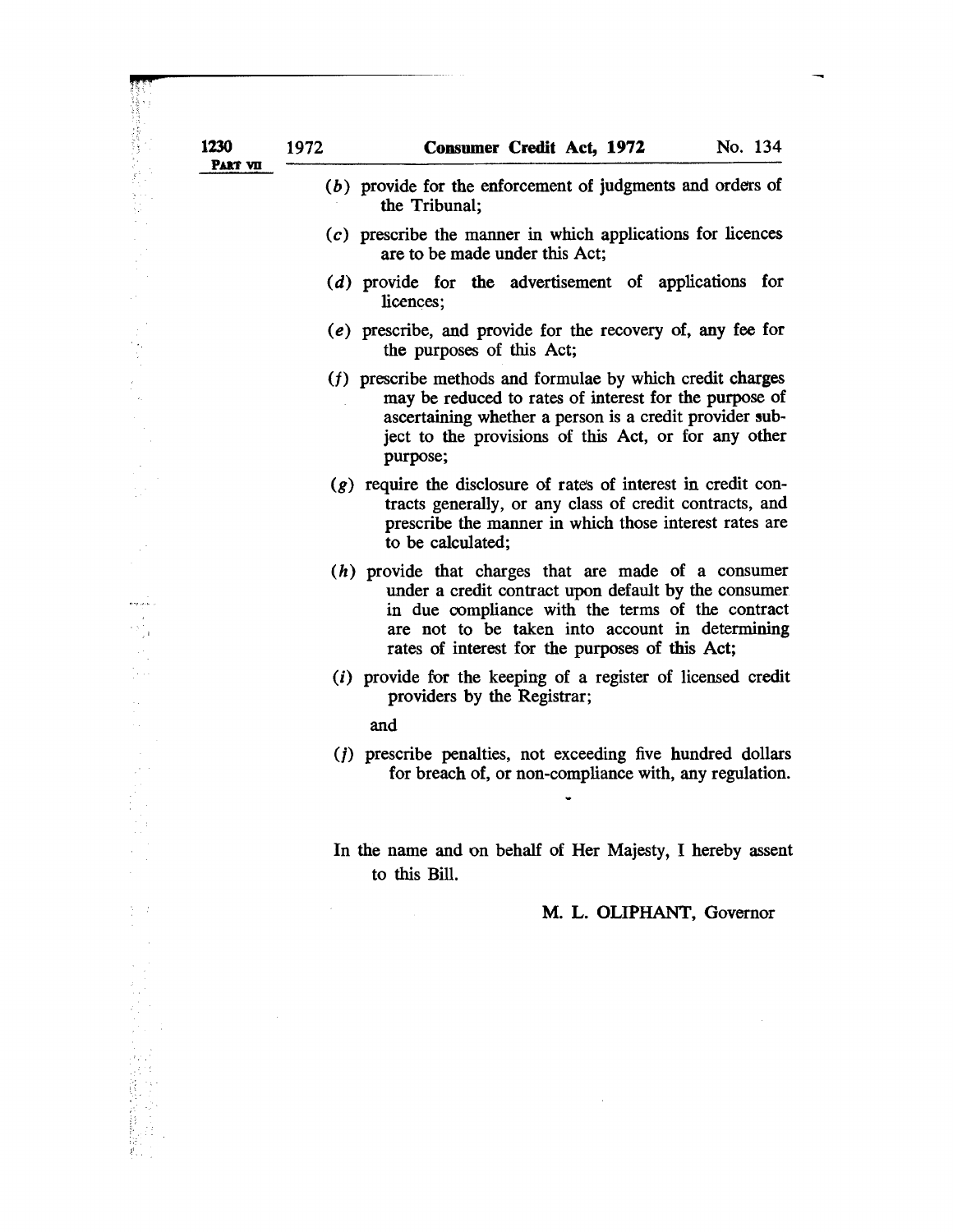(*b*) provide for the enforcement of judgments and orders of the Tribunal;

(*c*) prescribe the manner in which applications for licences are to be made under this Act;

(*d*) provide for the advertisement of applications for licences;

(*e*) prescribe, and provide for the recovery of, any fee for the purposes of this Act;

(*f*) prescribe methods and formulae by which credit charges may be reduced to rates of interest for the purpose of ascertaining whether a person is a credit provider subject to the provisions of this Act, or for any other purpose;

(*g*) require the disclosure of rates of interest in credit contracts generally, or any class of credit contracts, and prescribe the manner in which those interest rates are to be calculated;

(*h*) provide that charges that are made of a consumer under a credit contract upon default by the consumer in due compliance with the terms of the contract are not to be taken into account in determining rates of interest for the purposes of this Act;

(*i*) provide for the keeping of a register of licensed credit providers by the Registrar;

and

(*j*) prescribe penalties, not exceeding five hundred dollars for breach of, or non-compliance with, any regulation.

In the name and on behalf of Her Majesty, I hereby assent to this Bill.

M. L. OLIPHANT, Governor